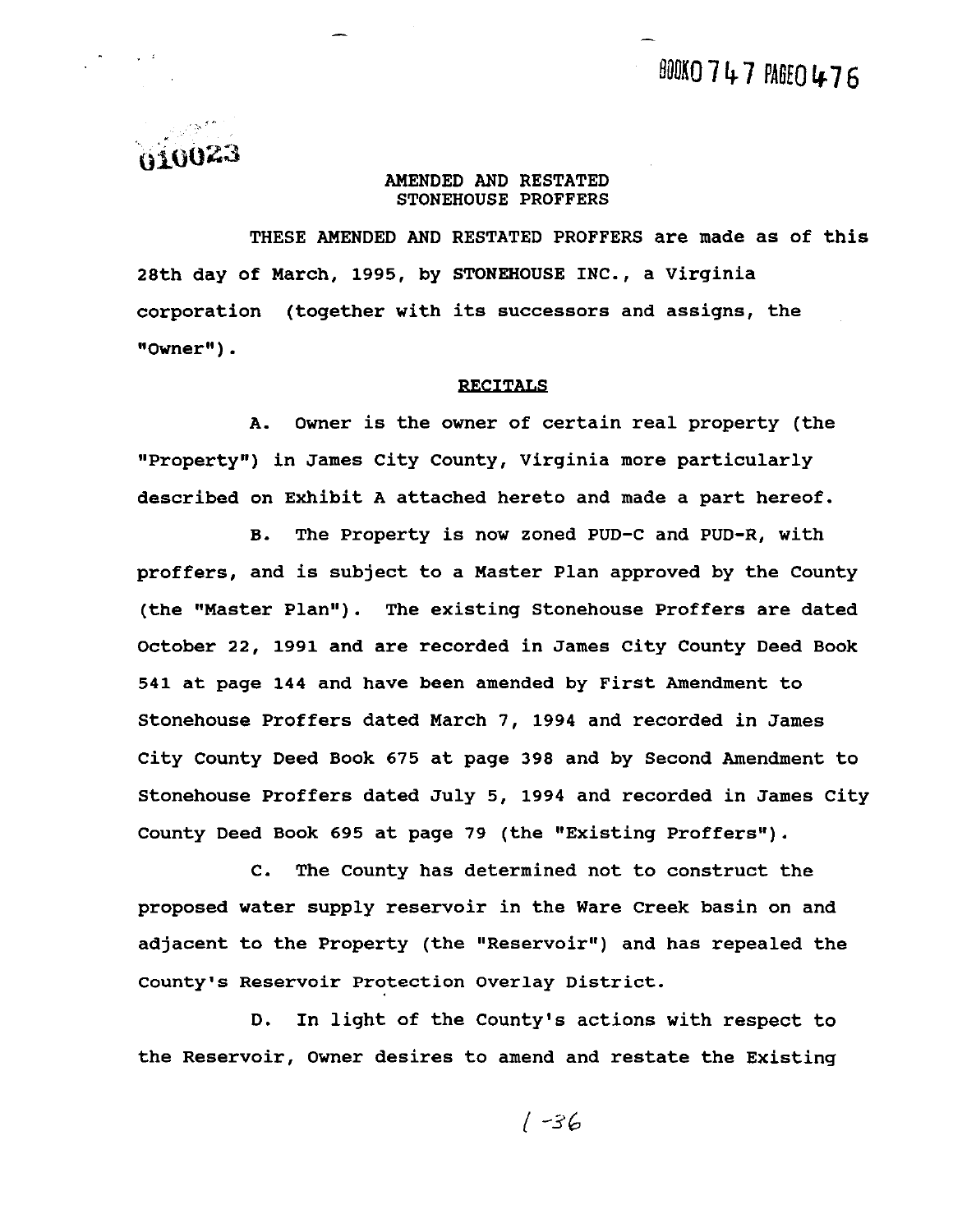BOOK0747 PAGE0476

010023

# AMENDED AND RESTATED STONEHOUSE PROFFERS

THESE AMENDED AND RESTATED PROFFERS are made as of this 28th day of March, 1995, by STONEHOUSE INC., a Virginia corporation (together with its successors and assigns, the "Owner").

## RECITALS

A. Owner is the owner of certain real property (the "Property") in James City County, Virginia more particularly described on Exhibit A attached hereto and made a part hereof.

B. The Property is now zoned PUD-C and PUD-R, with proffers, and is subject to a Master Plan approved by the County (the "Master Plan"). The existing Stonehouse Proffers are dated October 22, 1991 and are recorded in James City County Deed Book 541 at page 144 and have been amended by First Amendment to Stonehouse Proffers dated March 7, 1994 and recorded in James City County Deed Book 675 at page 398 and by Second Amendment to Stonehouse Proffers dated July 5, 1994 and recorded in James City County Deed Book 695 at page 79 (the "Existing Proffers").

C. The County has determined not to construct the proposed water supply reservoir in the Ware Creek basin on and adjacent to the Property (the "Reservoir") and has repealed the County's Reservoir Protection Overlay District.

D. In light of the County's actions with respect to the Reservoir, Owner desires to amend and restate the Existing

1-36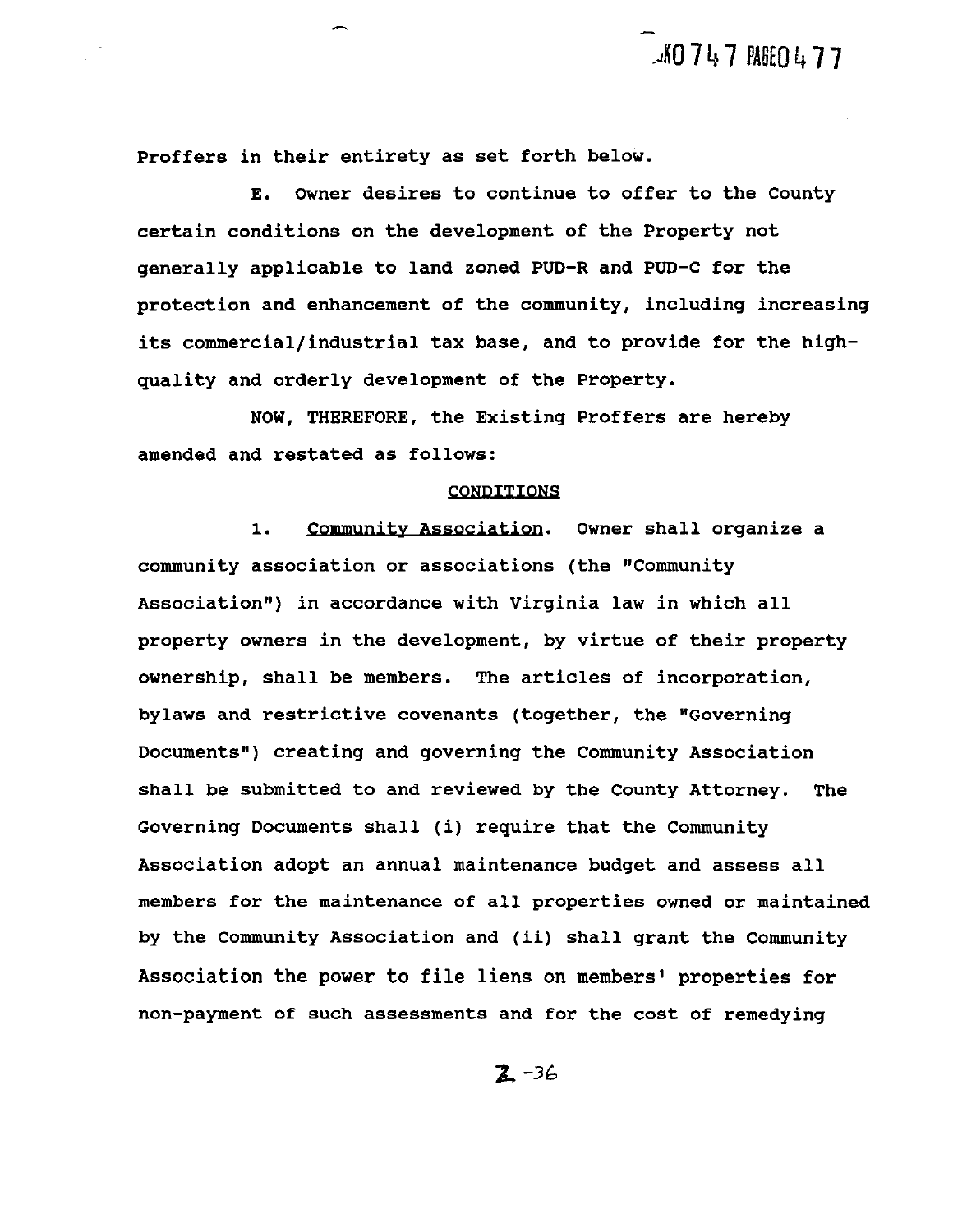Proffers in their entirety as set forth below.

E. Owner desires to continue to offer to the County certain conditions on the development of the Property not generally applicable to land zoned PUD-R and PUD-C for the protection and enhancement of the community, including increasing its commercial/industrial tax base, and to provide for the high-quality and orderly development of the Property.

NOW, THEREFORE, the Existing Proffers are hereby amended and restated as follows:

## CONDITIONS

1. Community Association. Owner shall organize a community association or associations (the "Community Association") in accordance with Virginia law in which all property owners in the development, by virtue of their property ownership, shall be members. The articles of incorporation, bylaws and restrictive covenants (together, the "Governing Documents") creating and governing the Community Association shall be submitted to and reviewed by the County Attorney. The Governing Documents shall (i) require that the Community Association adopt an annual maintenance budget and assess all members for the maintenance of all properties owned or maintained by the Community Association and (ii) shall grant the Community Association the power to file liens on members' properties for non-payment of such assessments and for the cost of remedying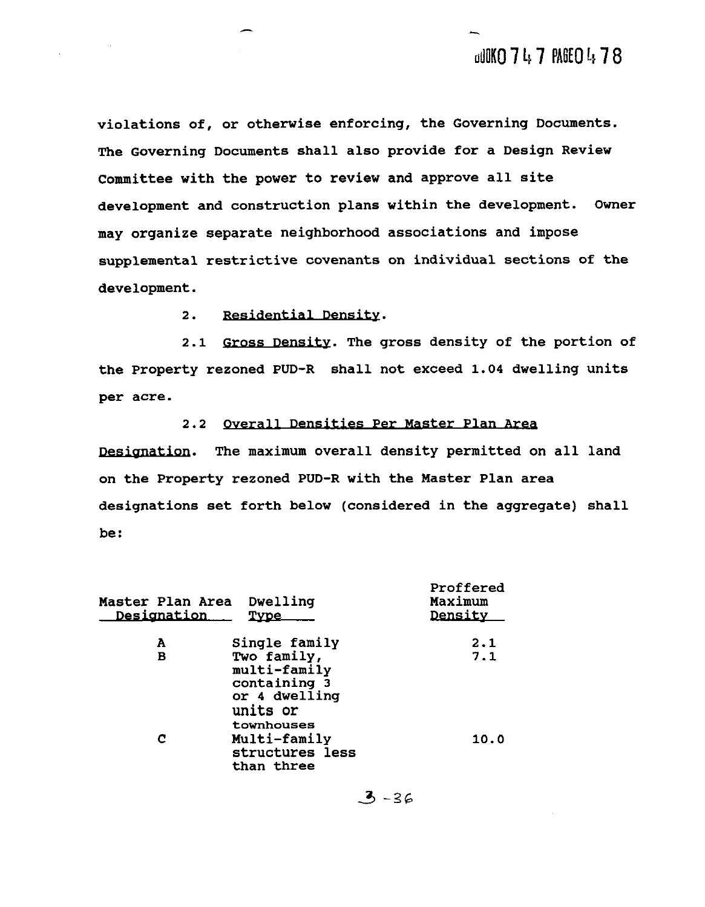violations of, or otherwise enforcing, the Governing Documents. The Governing Documents shall also provide for a Design Review Committee with the power to review and approve all site development and construction plans within the development. Owner may organize separate neighborhood associations and impose supplemental restrictive covenants on individual sections of the development.

2. Residential Density.

2.1 Gross Density. The gross density of the portion of the Property rezoned PUD-R shall not exceed 1.04 dwelling units per acre.

2.2 Overall Densities Per Master Plan Area Designation. The maximum overall density permitted on all land on the Property rezoned PUD-R with the Master Plan area designations set forth below (considered in the aggregate) shall be:

| Master Plan Area Designation | Dwelling Type | Proffered Maximum Density |
|---|---|---|
| A | Single family | 2.1 |
| B | Two family, multi-family containing 3 or 4 dwelling units or townhouses | 7.1 |
| C | Multi-family structures less than three | 10.0 |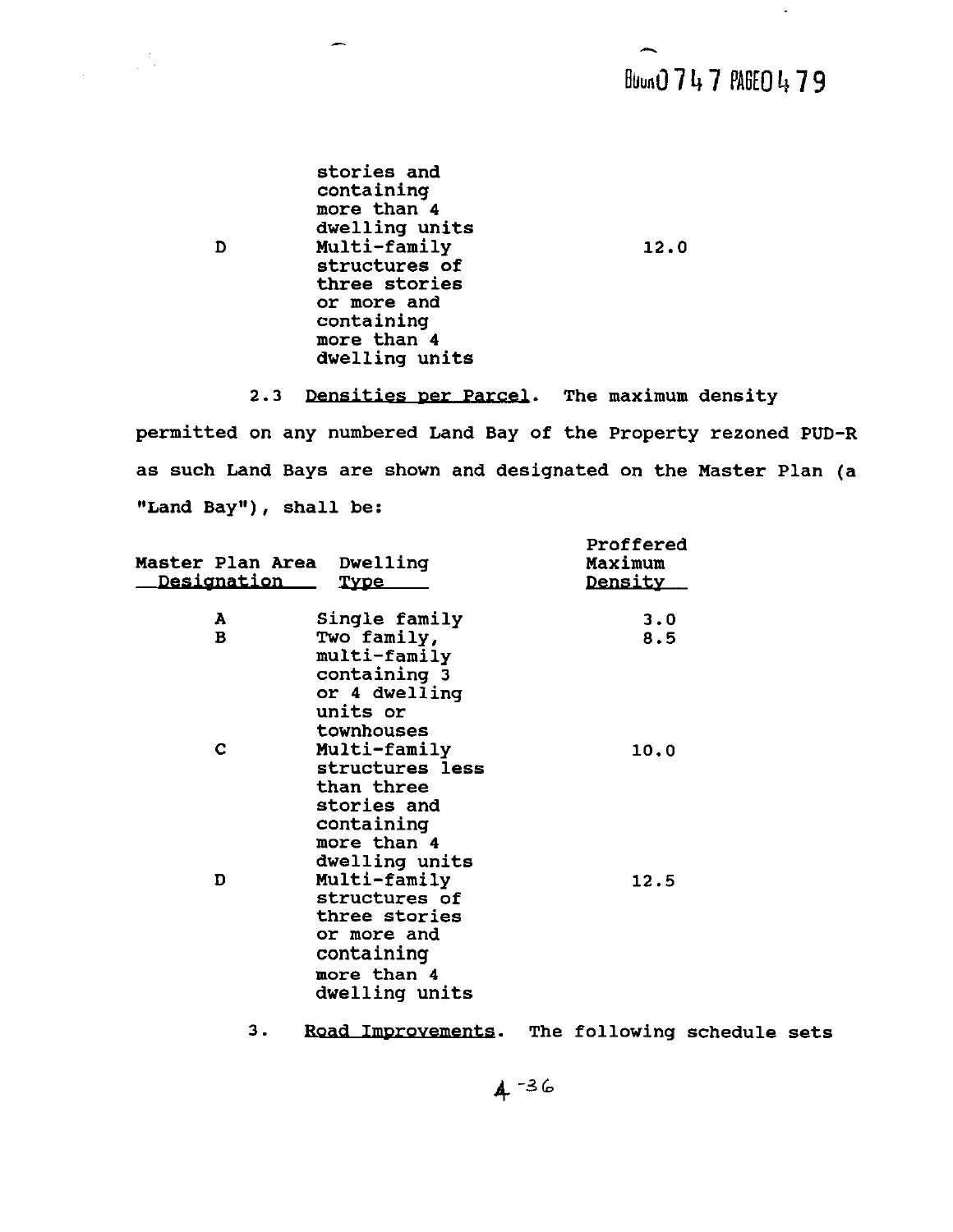| | | |
|---|---|---|
| | stories and containing more than 4 dwelling units | |
| D | Multi-family structures of three stories or more and containing more than 4 dwelling units | 12.0 |

2.3 Densities per Parcel. The maximum density permitted on any numbered Land Bay of the Property rezoned PUD-R as such Land Bays are shown and designated on the Master Plan (a "Land Bay"), shall be:

| Master Plan Area Designation | Dwelling Type | Proffered Maximum Density |
|---|---|---|
| A | Single family | 3.0 |
| B | Two family, multi-family containing 3 or 4 dwelling units or townhouses | 8.5 |
| C | Multi-family structures less than three stories and containing more than 4 dwelling units | 10.0 |
| D | Multi-family structures of three stories or more and containing more than 4 dwelling units | 12.5 |

3. Road Improvements. The following schedule sets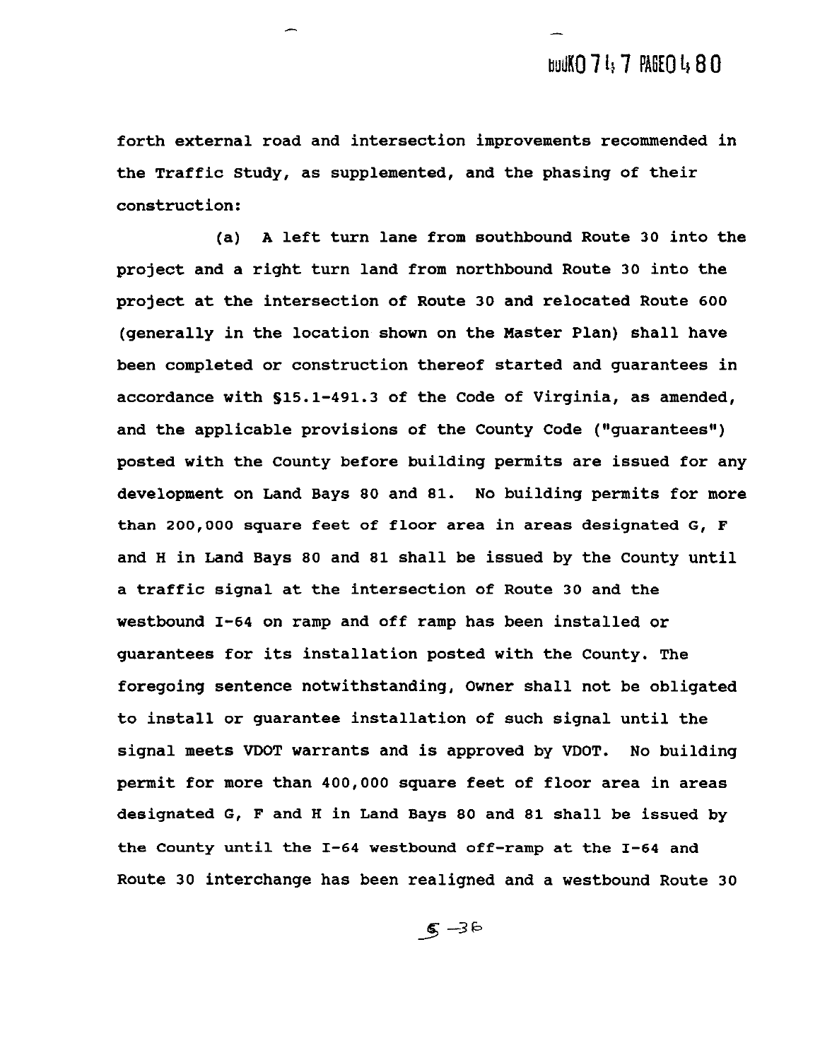forth external road and intersection improvements recommended in the Traffic Study, as supplemented, and the phasing of their construction:

(a) A left turn lane from southbound Route 30 into the project and a right turn land from northbound Route 30 into the project at the intersection of Route 30 and relocated Route 600 (generally in the location shown on the Master Plan) shall have been completed or construction thereof started and guarantees in accordance with §15.1-491.3 of the Code of Virginia, as amended, and the applicable provisions of the County Code ("guarantees") posted with the County before building permits are issued for any development on Land Bays 80 and 81. No building permits for more than 200,000 square feet of floor area in areas designated G, F and H in Land Bays 80 and 81 shall be issued by the County until a traffic signal at the intersection of Route 30 and the westbound I-64 on ramp and off ramp has been installed or guarantees for its installation posted with the County. The foregoing sentence notwithstanding, Owner shall not be obligated to install or guarantee installation of such signal until the signal meets VDOT warrants and is approved by VDOT. No building permit for more than 400,000 square feet of floor area in areas designated G, F and H in Land Bays 80 and 81 shall be issued by the County until the I-64 westbound off-ramp at the I-64 and Route 30 interchange has been realigned and a westbound Route 30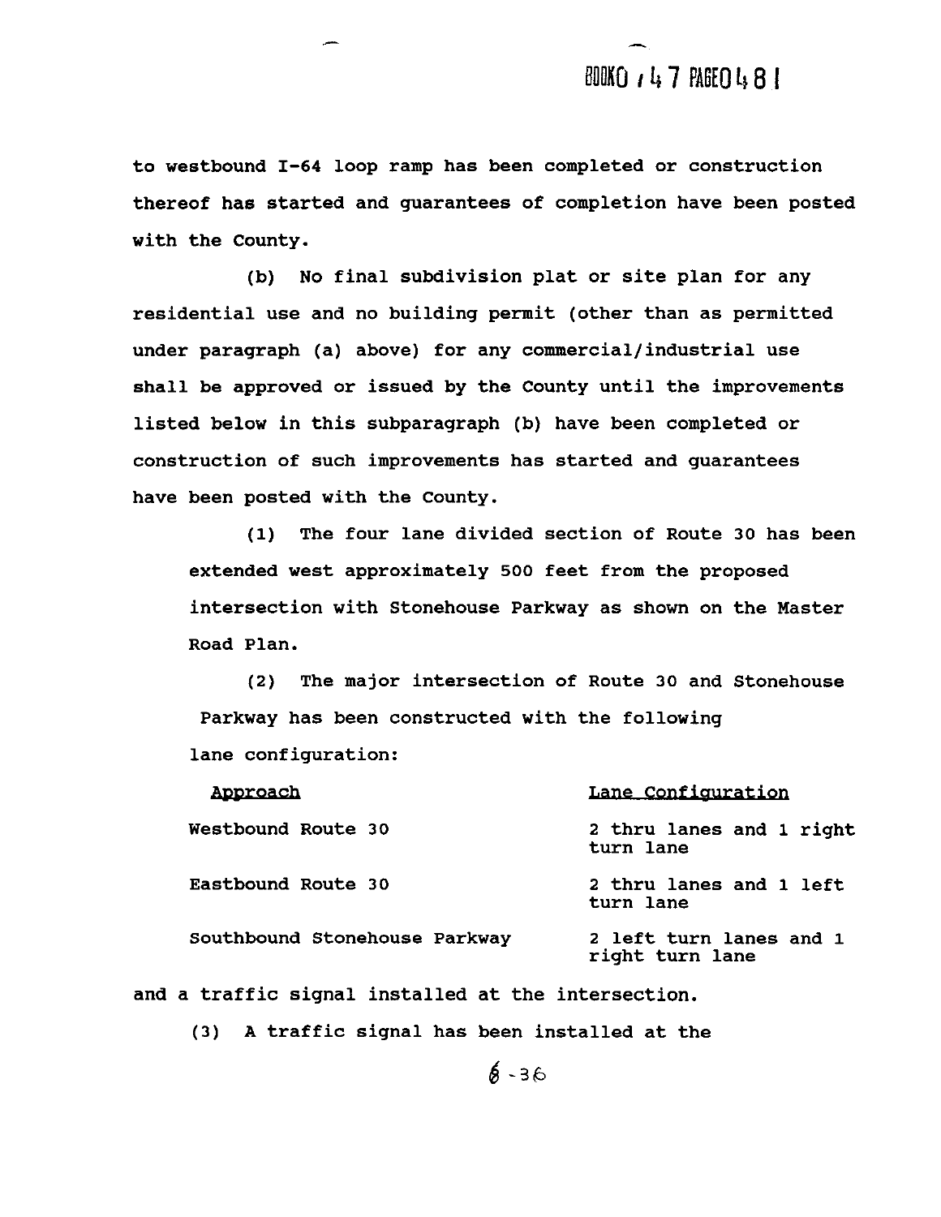to westbound I-64 loop ramp has been completed or construction thereof has started and guarantees of completion have been posted with the County.

(b) No final subdivision plat or site plan for any residential use and no building permit (other than as permitted under paragraph (a) above) for any commercial/industrial use shall be approved or issued by the County until the improvements listed below in this subparagraph (b) have been completed or construction of such improvements has started and guarantees have been posted with the County.

(1) The four lane divided section of Route 30 has been extended west approximately 500 feet from the proposed intersection with Stonehouse Parkway as shown on the Master Road Plan.

(2) The major intersection of Route 30 and Stonehouse Parkway has been constructed with the following lane configuration:

| Approach | Lane Configuration |
|---|---|
| Westbound Route 30 | 2 thru lanes and 1 right turn lane |
| Eastbound Route 30 | 2 thru lanes and 1 left turn lane |
| Southbound Stonehouse Parkway | 2 left turn lanes and 1 right turn lane |

and a traffic signal installed at the intersection.

(3) A traffic signal has been installed at the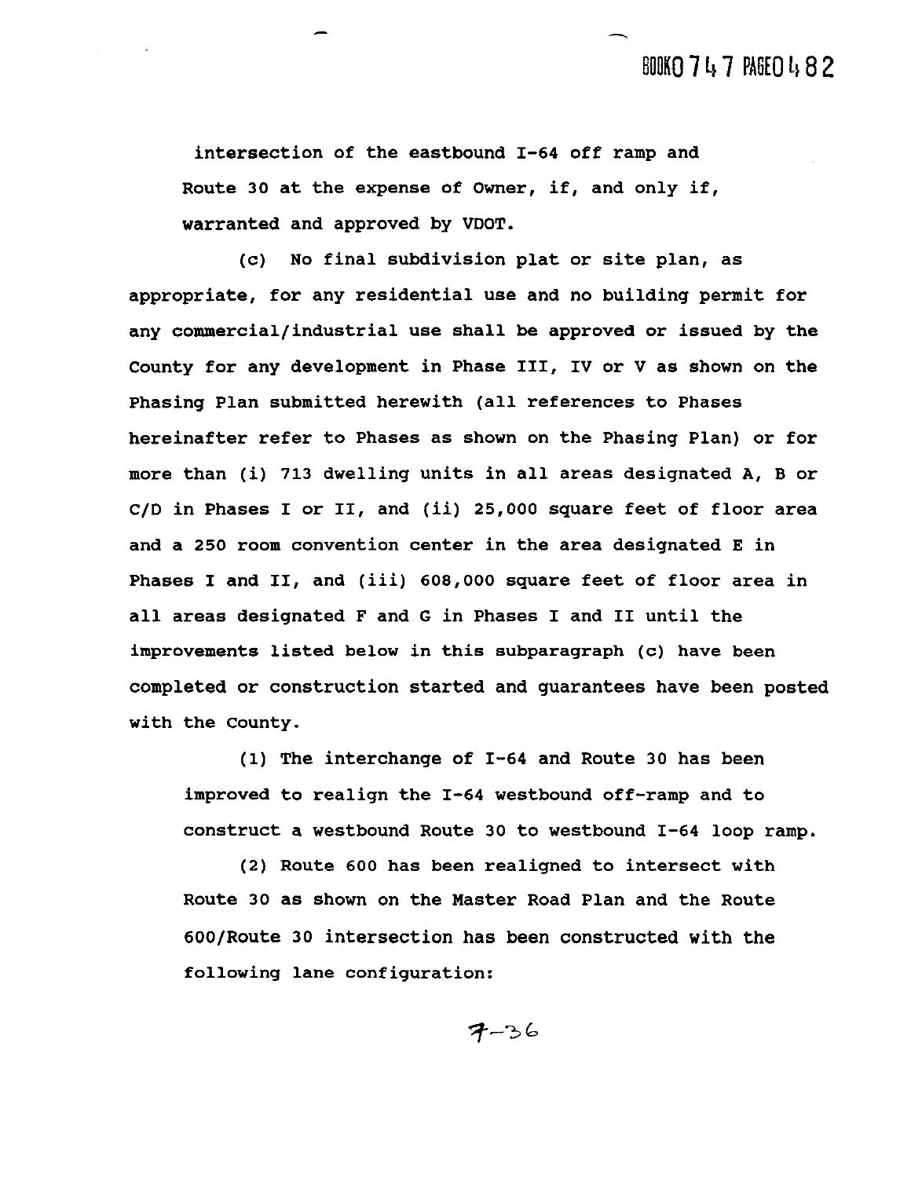intersection of the eastbound I-64 off ramp and Route 30 at the expense of Owner, if, and only if, warranted and approved by VDOT.

(c) No final subdivision plat or site plan, as appropriate, for any residential use and no building permit for any commercial/industrial use shall be approved or issued by the County for any development in Phase III, IV or V as shown on the Phasing Plan submitted herewith (all references to Phases hereinafter refer to Phases as shown on the Phasing Plan) or for more than (i) 713 dwelling units in all areas designated A, B or C/D in Phases I or II, and (ii) 25,000 square feet of floor area and a 250 room convention center in the area designated E in Phases I and II, and (iii) 608,000 square feet of floor area in all areas designated F and G in Phases I and II until the improvements listed below in this subparagraph (c) have been completed or construction started and guarantees have been posted with the County.

(1) The interchange of I-64 and Route 30 has been improved to realign the I-64 westbound off-ramp and to construct a westbound Route 30 to westbound I-64 loop ramp.

(2) Route 600 has been realigned to intersect with Route 30 as shown on the Master Road Plan and the Route 600/Route 30 intersection has been constructed with the following lane configuration: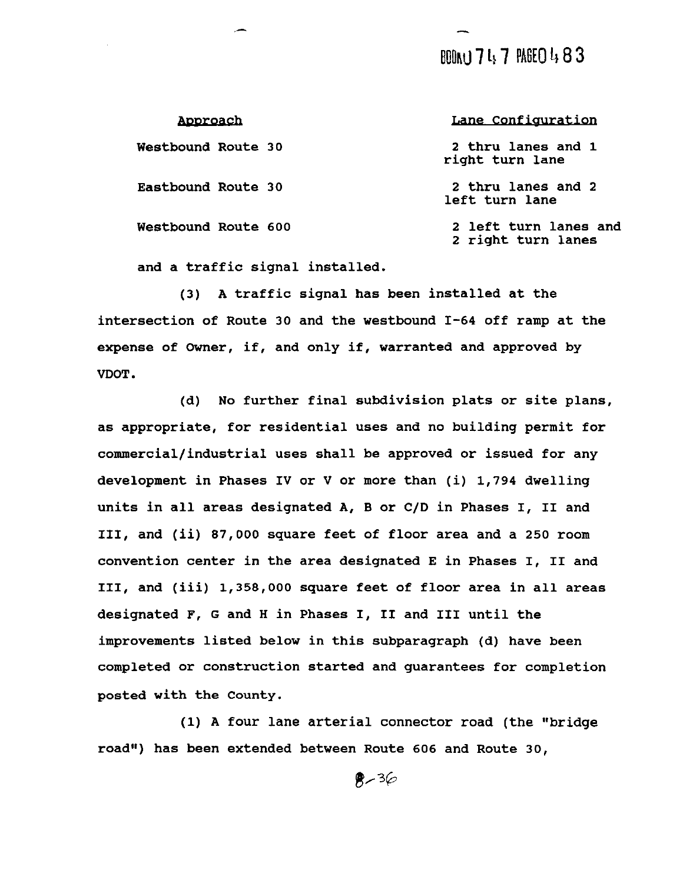| Approach | Lane Configuration |
|---|---|
| Westbound Route 30 | 2 thru lanes and 1 right turn lane |
| Eastbound Route 30 | 2 thru lanes and 2 left turn lane |
| Westbound Route 600 | 2 left turn lanes and 2 right turn lanes |

and a traffic signal installed.

(3) A traffic signal has been installed at the intersection of Route 30 and the westbound I-64 off ramp at the expense of Owner, if, and only if, warranted and approved by VDOT.

(d) No further final subdivision plats or site plans, as appropriate, for residential uses and no building permit for commercial/industrial uses shall be approved or issued for any development in Phases IV or V or more than (i) 1,794 dwelling units in all areas designated A, B or C/D in Phases I, II and III, and (ii) 87,000 square feet of floor area and a 250 room convention center in the area designated E in Phases I, II and III, and (iii) 1,358,000 square feet of floor area in all areas designated F, G and H in Phases I, II and III until the improvements listed below in this subparagraph (d) have been completed or construction started and guarantees for completion posted with the County.

(1) A four lane arterial connector road (the "bridge road") has been extended between Route 606 and Route 30,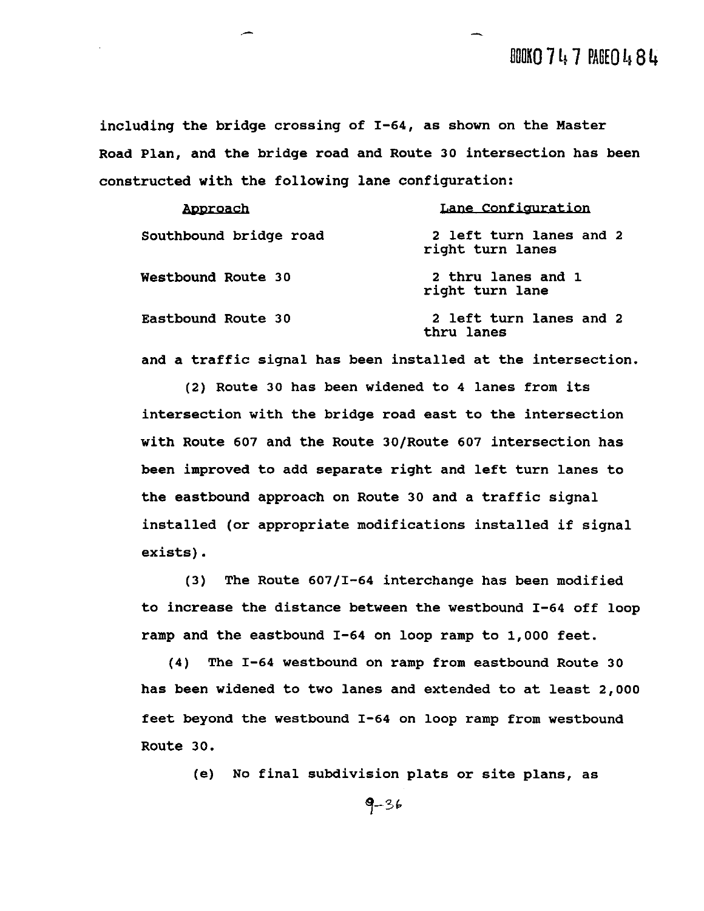including the bridge crossing of I-64, as shown on the Master Road Plan, and the bridge road and Route 30 intersection has been constructed with the following lane configuration:

| Approach | Lane Configuration |
| --- | --- |
| Southbound bridge road | 2 left turn lanes and 2 right turn lanes |
| Westbound Route 30 | 2 thru lanes and 1 right turn lane |
| Eastbound Route 30 | 2 left turn lanes and 2 thru lanes |

and a traffic signal has been installed at the intersection.

(2) Route 30 has been widened to 4 lanes from its intersection with the bridge road east to the intersection with Route 607 and the Route 30/Route 607 intersection has been improved to add separate right and left turn lanes to the eastbound approach on Route 30 and a traffic signal installed (or appropriate modifications installed if signal exists).

(3) The Route 607/I-64 interchange has been modified to increase the distance between the westbound I-64 off loop ramp and the eastbound I-64 on loop ramp to 1,000 feet.

(4) The I-64 westbound on ramp from eastbound Route 30 has been widened to two lanes and extended to at least 2,000 feet beyond the westbound I-64 on loop ramp from westbound Route 30.

(e) No final subdivision plats or site plans, as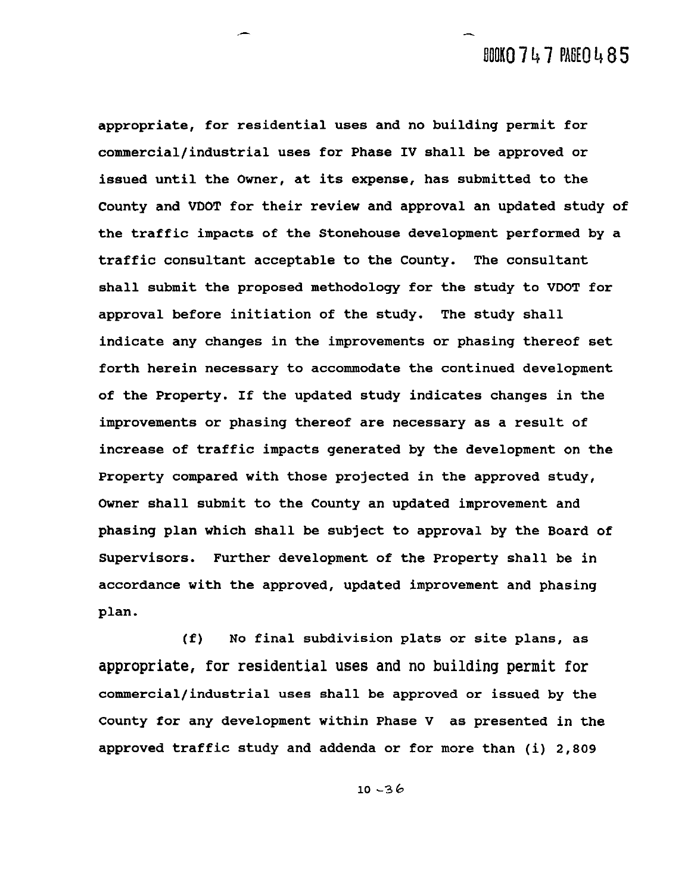appropriate, for residential uses and no building permit for commercial/industrial uses for Phase IV shall be approved or issued until the Owner, at its expense, has submitted to the County and VDOT for their review and approval an updated study of the traffic impacts of the Stonehouse development performed by a traffic consultant acceptable to the County. The consultant shall submit the proposed methodology for the study to VDOT for approval before initiation of the study. The study shall indicate any changes in the improvements or phasing thereof set forth herein necessary to accommodate the continued development of the Property. If the updated study indicates changes in the improvements or phasing thereof are necessary as a result of increase of traffic impacts generated by the development on the Property compared with those projected in the approved study, Owner shall submit to the County an updated improvement and phasing plan which shall be subject to approval by the Board of Supervisors. Further development of the Property shall be in accordance with the approved, updated improvement and phasing plan.

(f) No final subdivision plats or site plans, as appropriate, for residential uses and no building permit for commercial/industrial uses shall be approved or issued by the County for any development within Phase V as presented in the approved traffic study and addenda or for more than (i) 2,809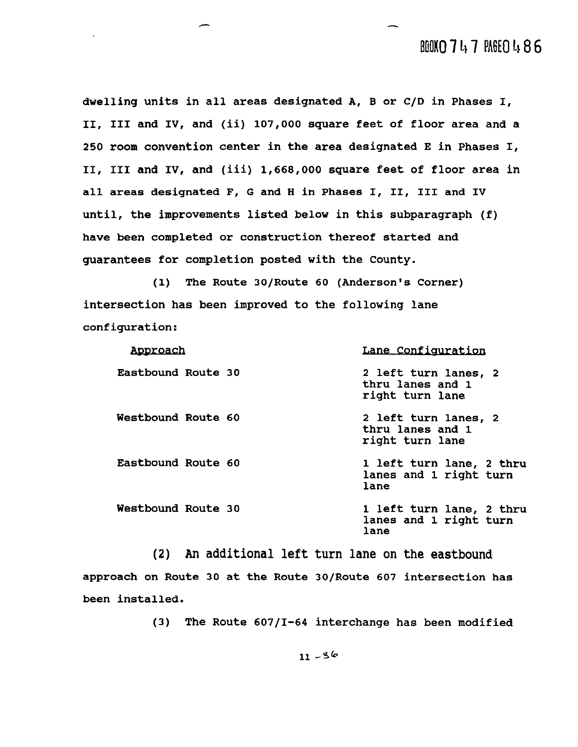dwelling units in all areas designated A, B or C/D in Phases I, II, III and IV, and (ii) 107,000 square feet of floor area and a 250 room convention center in the area designated E in Phases I, II, III and IV, and (iii) 1,668,000 square feet of floor area in all areas designated F, G and H in Phases I, II, III and IV until, the improvements listed below in this subparagraph (f) have been completed or construction thereof started and guarantees for completion posted with the County.

(1) The Route 30/Route 60 (Anderson's Corner) intersection has been improved to the following lane configuration:

| Approach | Lane Configuration |
| --- | --- |
| Eastbound Route 30 | 2 left turn lanes, 2 thru lanes and 1 right turn lane |
| Westbound Route 60 | 2 left turn lanes, 2 thru lanes and 1 right turn lane |
| Eastbound Route 60 | 1 left turn lane, 2 thru lanes and 1 right turn lane |
| Westbound Route 30 | 1 left turn lane, 2 thru lanes and 1 right turn lane |

(2) An additional left turn lane on the eastbound approach on Route 30 at the Route 30/Route 607 intersection has been installed.

(3) The Route 607/I-64 interchange has been modified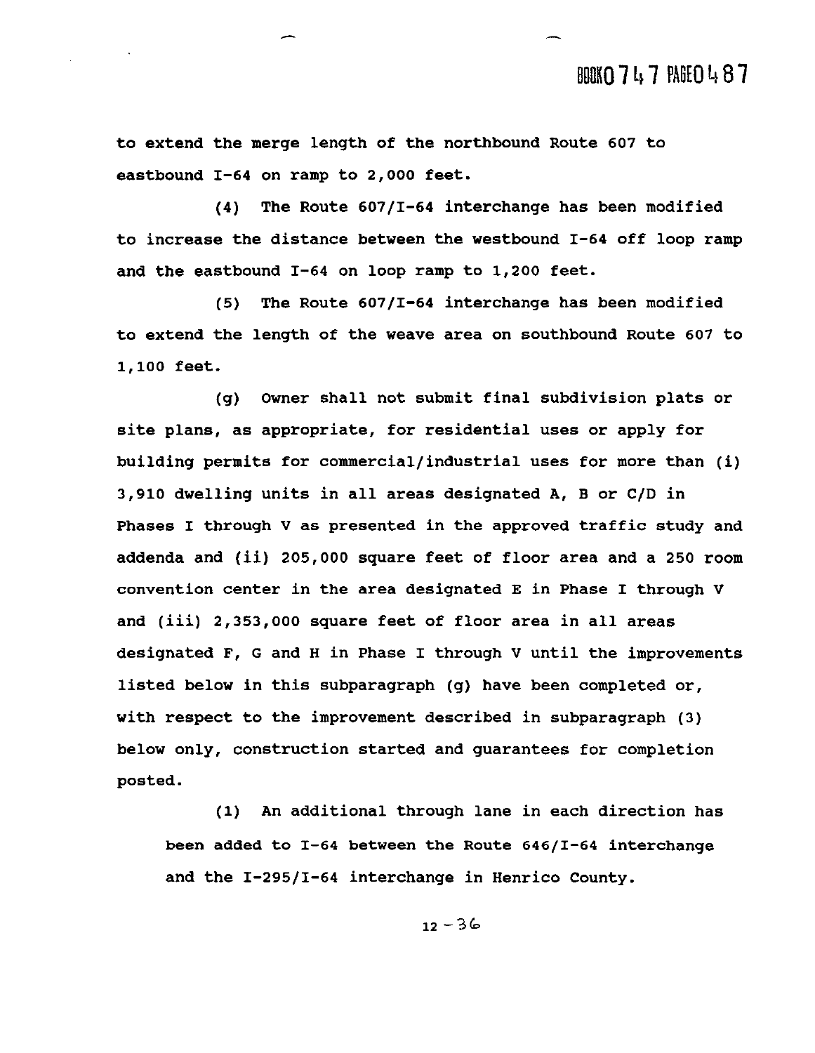to extend the merge length of the northbound Route 607 to eastbound I-64 on ramp to 2,000 feet.

(4) The Route 607/I-64 interchange has been modified to increase the distance between the westbound I-64 off loop ramp and the eastbound I-64 on loop ramp to 1,200 feet.

(5) The Route 607/I-64 interchange has been modified to extend the length of the weave area on southbound Route 607 to 1,100 feet.

(g) Owner shall not submit final subdivision plats or site plans, as appropriate, for residential uses or apply for building permits for commercial/industrial uses for more than (i) 3,910 dwelling units in all areas designated A, B or C/D in Phases I through V as presented in the approved traffic study and addenda and (ii) 205,000 square feet of floor area and a 250 room convention center in the area designated E in Phase I through V and (iii) 2,353,000 square feet of floor area in all areas designated F, G and H in Phase I through V until the improvements listed below in this subparagraph (g) have been completed or, with respect to the improvement described in subparagraph (3) below only, construction started and guarantees for completion posted.

(1) An additional through lane in each direction has been added to I-64 between the Route 646/I-64 interchange and the I-295/I-64 interchange in Henrico County.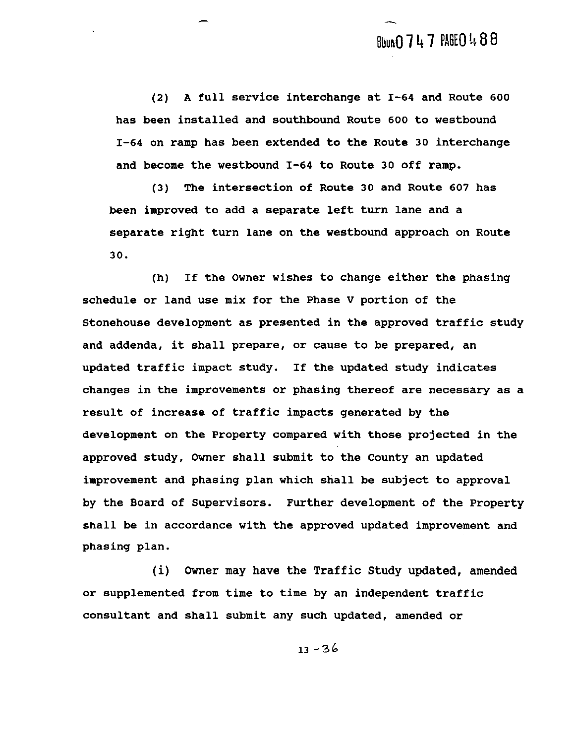(2) A full service interchange at I-64 and Route 600 has been installed and southbound Route 600 to westbound I-64 on ramp has been extended to the Route 30 interchange and become the westbound I-64 to Route 30 off ramp.

(3) The intersection of Route 30 and Route 607 has been improved to add a separate left turn lane and a separate right turn lane on the westbound approach on Route 30.

(h) If the Owner wishes to change either the phasing schedule or land use mix for the Phase V portion of the Stonehouse development as presented in the approved traffic study and addenda, it shall prepare, or cause to be prepared, an updated traffic impact study. If the updated study indicates changes in the improvements or phasing thereof are necessary as a result of increase of traffic impacts generated by the development on the Property compared with those projected in the approved study, Owner shall submit to the County an updated improvement and phasing plan which shall be subject to approval by the Board of Supervisors. Further development of the Property shall be in accordance with the approved updated improvement and phasing plan.

(i) Owner may have the Traffic Study updated, amended or supplemented from time to time by an independent traffic consultant and shall submit any such updated, amended or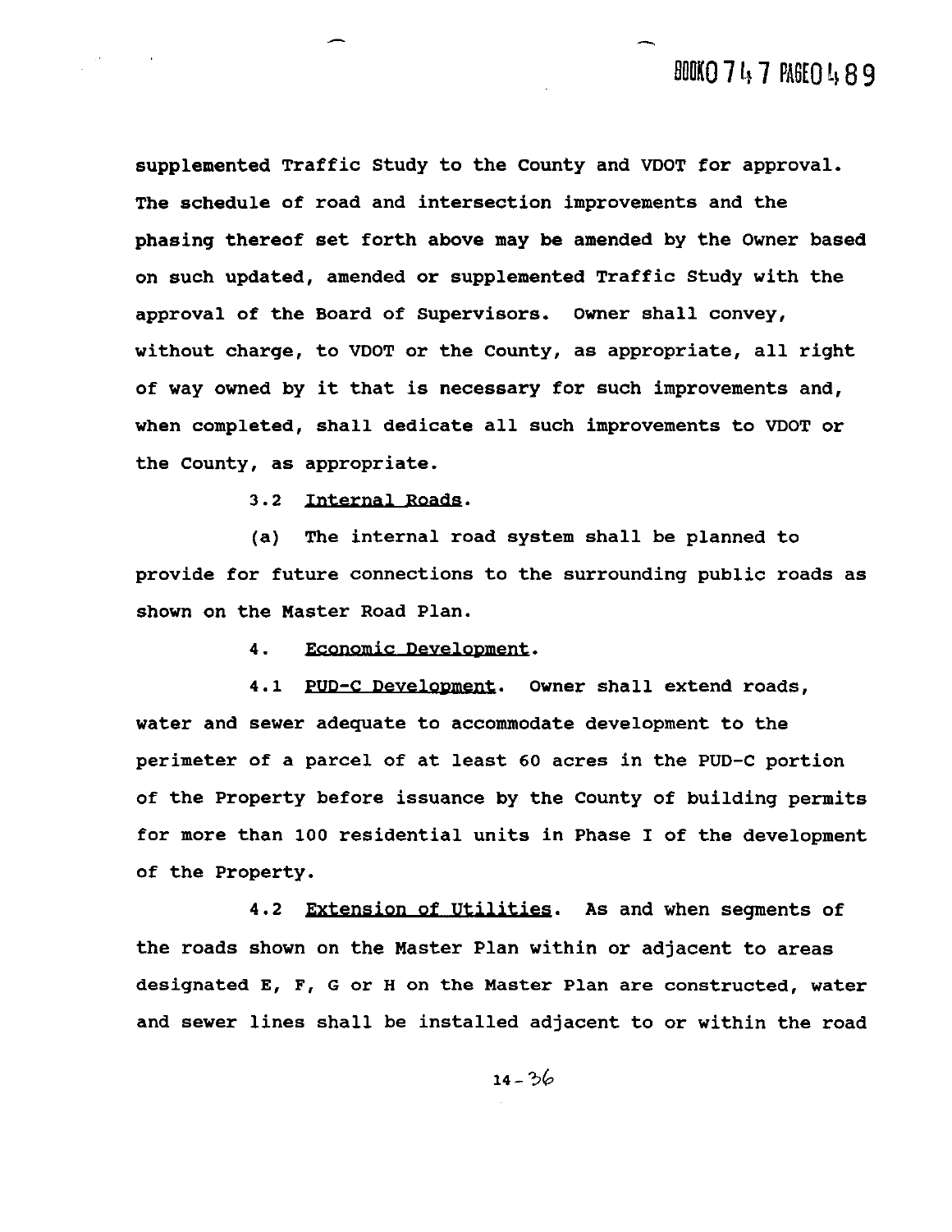supplemented Traffic Study to the County and VDOT for approval. The schedule of road and intersection improvements and the phasing thereof set forth above may be amended by the Owner based on such updated, amended or supplemented Traffic Study with the approval of the Board of Supervisors. Owner shall convey, without charge, to VDOT or the County, as appropriate, all right of way owned by it that is necessary for such improvements and, when completed, shall dedicate all such improvements to VDOT or the County, as appropriate.

3.2 Internal Roads.

(a) The internal road system shall be planned to provide for future connections to the surrounding public roads as shown on the Master Road Plan.

4. Economic Development.

4.1 PUD-C Development. Owner shall extend roads, water and sewer adequate to accommodate development to the perimeter of a parcel of at least 60 acres in the PUD-C portion of the Property before issuance by the County of building permits for more than 100 residential units in Phase I of the development of the Property.

4.2 Extension of Utilities. As and when segments of the roads shown on the Master Plan within or adjacent to areas designated E, F, G or H on the Master Plan are constructed, water and sewer lines shall be installed adjacent to or within the road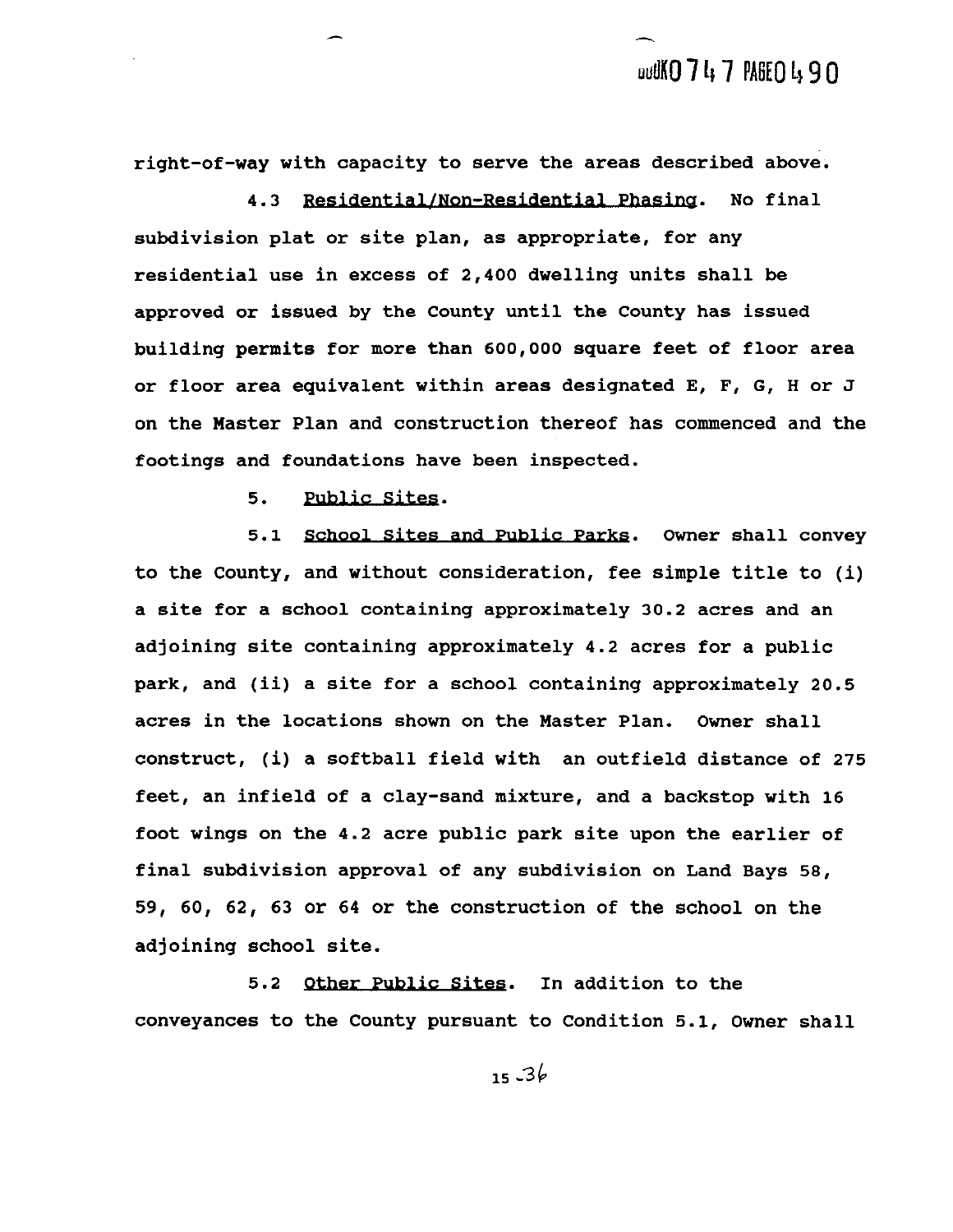right-of-way with capacity to serve the areas described above.

4.3 Residential/Non-Residential Phasing. No final subdivision plat or site plan, as appropriate, for any residential use in excess of 2,400 dwelling units shall be approved or issued by the County until the County has issued building permits for more than 600,000 square feet of floor area or floor area equivalent within areas designated E, F, G, H or J on the Master Plan and construction thereof has commenced and the footings and foundations have been inspected.

5. Public Sites.

5.1 School Sites and Public Parks. Owner shall convey to the County, and without consideration, fee simple title to (i) a site for a school containing approximately 30.2 acres and an adjoining site containing approximately 4.2 acres for a public park, and (ii) a site for a school containing approximately 20.5 acres in the locations shown on the Master Plan. Owner shall construct, (i) a softball field with an outfield distance of 275 feet, an infield of a clay-sand mixture, and a backstop with 16 foot wings on the 4.2 acre public park site upon the earlier of final subdivision approval of any subdivision on Land Bays 58, 59, 60, 62, 63 or 64 or the construction of the school on the adjoining school site.

5.2 Other Public Sites. In addition to the conveyances to the County pursuant to Condition 5.1, Owner shall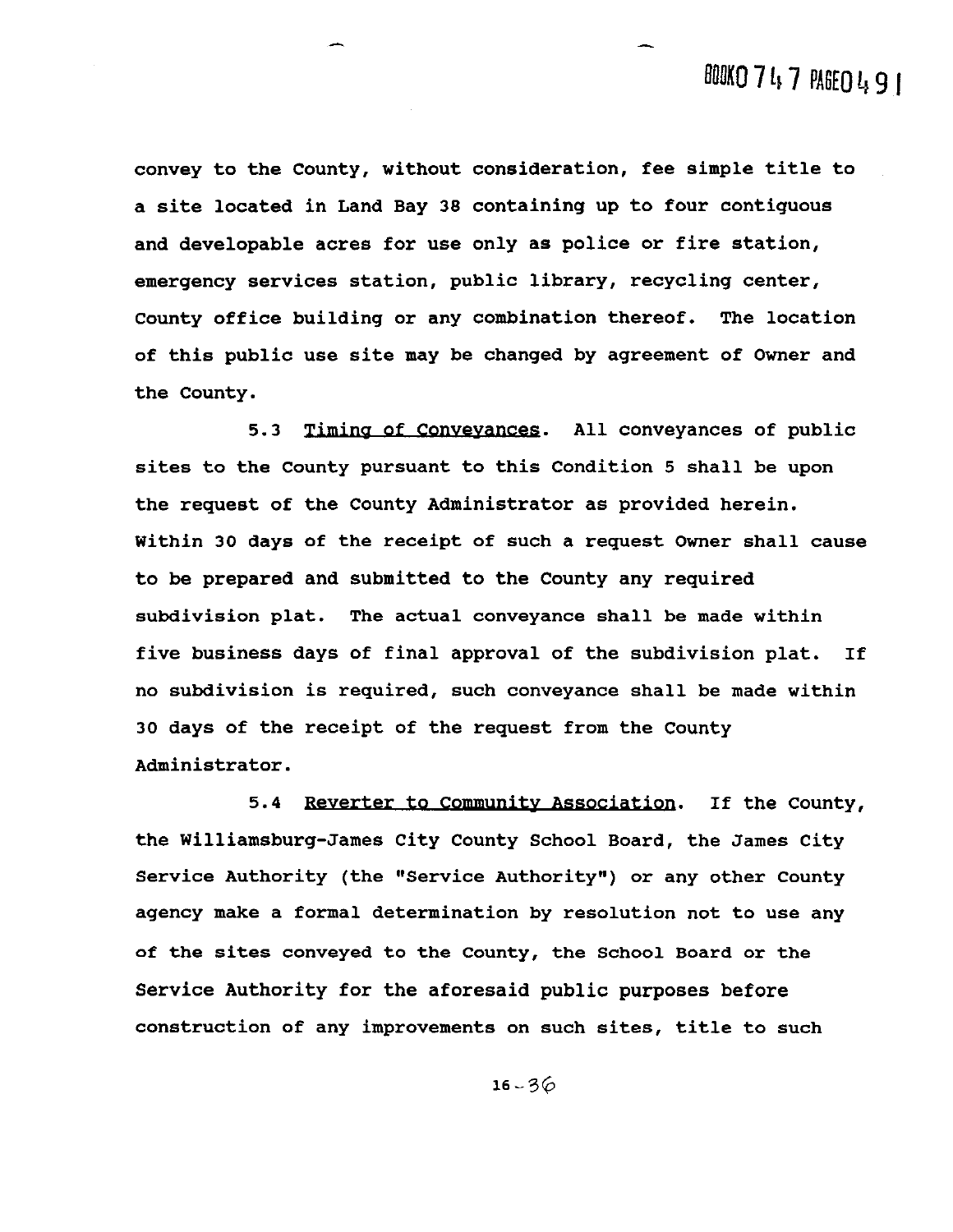convey to the County, without consideration, fee simple title to a site located in Land Bay 38 containing up to four contiguous and developable acres for use only as police or fire station, emergency services station, public library, recycling center, County office building or any combination thereof. The location of this public use site may be changed by agreement of Owner and the County.

5.3 Timing of Conveyances. All conveyances of public sites to the County pursuant to this Condition 5 shall be upon the request of the County Administrator as provided herein. Within 30 days of the receipt of such a request Owner shall cause to be prepared and submitted to the County any required subdivision plat. The actual conveyance shall be made within five business days of final approval of the subdivision plat. If no subdivision is required, such conveyance shall be made within 30 days of the receipt of the request from the County Administrator.

5.4 Reverter to Community Association. If the County, the Williamsburg-James City County School Board, the James City Service Authority (the "Service Authority") or any other County agency make a formal determination by resolution not to use any of the sites conveyed to the County, the School Board or the Service Authority for the aforesaid public purposes before construction of any improvements on such sites, title to such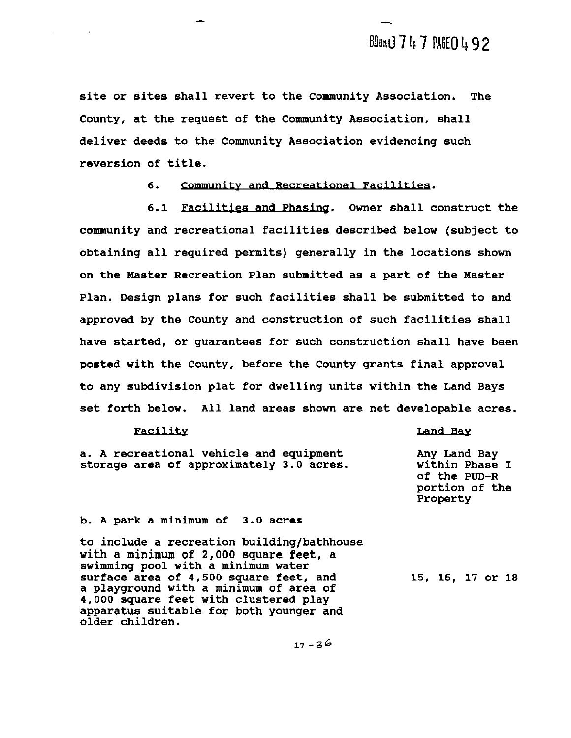site or sites shall revert to the Community Association. The County, at the request of the Community Association, shall deliver deeds to the Community Association evidencing such reversion of title.

6. Community and Recreational Facilities.

6.1 Facilities and Phasing. Owner shall construct the community and recreational facilities described below (subject to obtaining all required permits) generally in the locations shown on the Master Recreation Plan submitted as a part of the Master Plan. Design plans for such facilities shall be submitted to and approved by the County and construction of such facilities shall have started, or guarantees for such construction shall have been posted with the County, before the County grants final approval to any subdivision plat for dwelling units within the Land Bays set forth below. All land areas shown are net developable acres.

| Facility | Land Bay |
|---|---|
| a. A recreational vehicle and equipment storage area of approximately 3.0 acres. | Any Land Bay within Phase I of the PUD-R portion of the Property |
| b. A park a minimum of 3.0 acres to include a recreation building/bathhouse with a minimum of 2,000 square feet, a swimming pool with a minimum water surface area of 4,500 square feet, and a playground with a minimum of area of 4,000 square feet with clustered play apparatus suitable for both younger and older children. | 15, 16, 17 or 18 |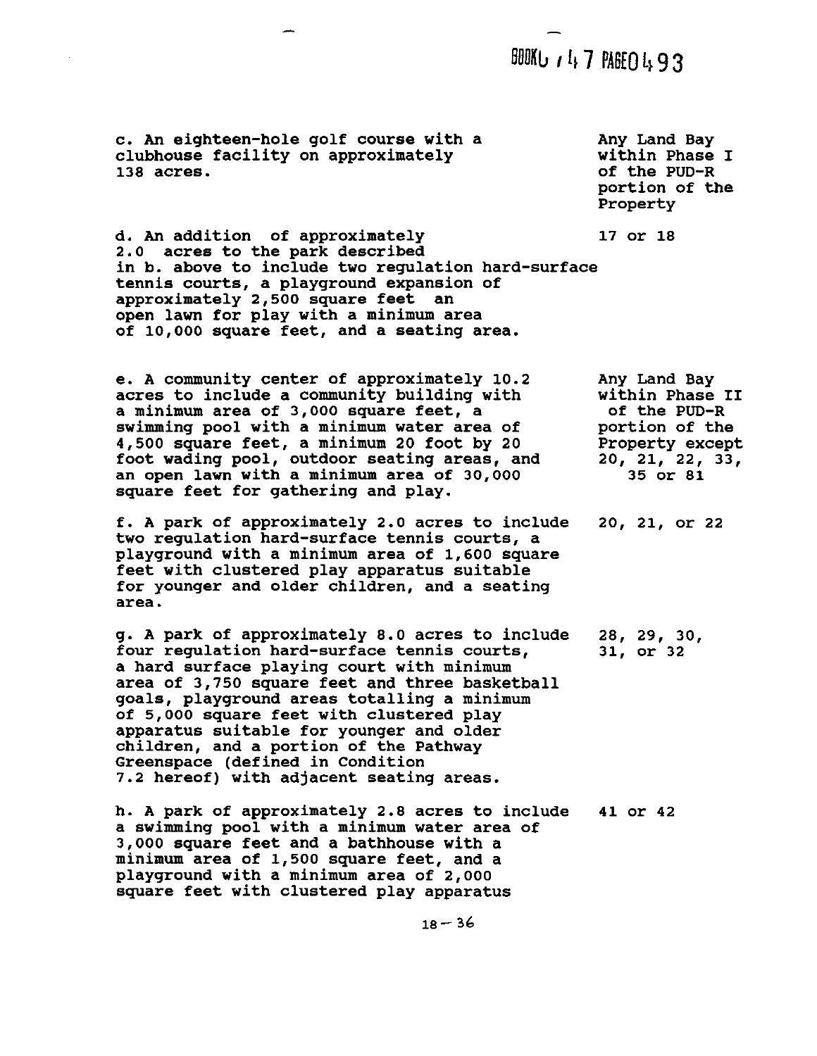| | |
|---|---|
| c. An eighteen-hole golf course with a clubhouse facility on approximately 138 acres. | Any Land Bay within Phase I of the PUD-R portion of the Property |
| d. An addition of approximately 2.0 acres to the park described in b. above to include two regulation hard-surface tennis courts, a playground expansion of approximately 2,500 square feet an open lawn for play with a minimum area of 10,000 square feet, and a seating area. | 17 or 18 |
| e. A community center of approximately 10.2 acres to include a community building with a minimum area of 3,000 square feet, a swimming pool with a minimum water area of 4,500 square feet, a minimum 20 foot by 20 foot wading pool, outdoor seating areas, and an open lawn with a minimum area of 30,000 square feet for gathering and play. | Any Land Bay within Phase II of the PUD-R portion of the Property except 20, 21, 22, 33, 35 or 81 |
| f. A park of approximately 2.0 acres to include two regulation hard-surface tennis courts, a playground with a minimum area of 1,600 square feet with clustered play apparatus suitable for younger and older children, and a seating area. | 20, 21, or 22 |
| g. A park of approximately 8.0 acres to include four regulation hard-surface tennis courts, a hard surface playing court with minimum area of 3,750 square feet and three basketball goals, playground areas totalling a minimum of 5,000 square feet with clustered play apparatus suitable for younger and older children, and a portion of the Pathway Greenspace (defined in Condition 7.2 hereof) with adjacent seating areas. | 28, 29, 30, 31, or 32 |
| h. A park of approximately 2.8 acres to include a swimming pool with a minimum water area of 3,000 square feet and a bathhouse with a minimum area of 1,500 square feet, and a playground with a minimum area of 2,000 square feet with clustered play apparatus | 41 or 42 |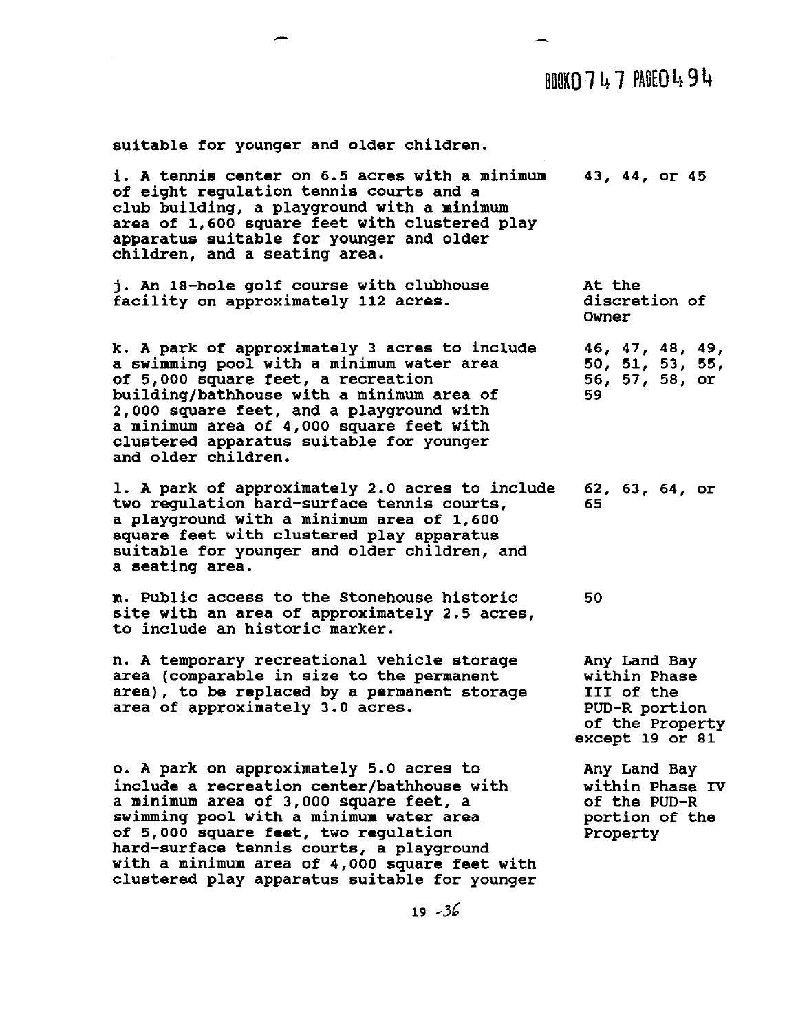suitable for younger and older children.

| | |
|---|---|
| i. A tennis center on 6.5 acres with a minimum of eight regulation tennis courts and a club building, a playground with a minimum area of 1,600 square feet with clustered play apparatus suitable for younger and older children, and a seating area. | 43, 44, or 45 |
| j. An 18-hole golf course with clubhouse facility on approximately 112 acres. | At the discretion of Owner |
| k. A park of approximately 3 acres to include a swimming pool with a minimum water area of 5,000 square feet, a recreation building/bathhouse with a minimum area of 2,000 square feet, and a playground with a minimum area of 4,000 square feet with clustered apparatus suitable for younger and older children. | 46, 47, 48, 49, 50, 51, 53, 55, 56, 57, 58, or 59 |
| l. A park of approximately 2.0 acres to include two regulation hard-surface tennis courts, a playground with a minimum area of 1,600 square feet with clustered play apparatus suitable for younger and older children, and a seating area. | 62, 63, 64, or 65 |
| m. Public access to the Stonehouse historic site with an area of approximately 2.5 acres, to include an historic marker. | 50 |
| n. A temporary recreational vehicle storage area (comparable in size to the permanent area), to be replaced by a permanent storage area of approximately 3.0 acres. | Any Land Bay within Phase III of the PUD-R portion of the Property except 19 or 81 |
| o. A park on approximately 5.0 acres to include a recreation center/bathhouse with a minimum area of 3,000 square feet, a swimming pool with a minimum water area of 5,000 square feet, two regulation hard-surface tennis courts, a playground with a minimum area of 4,000 square feet with clustered play apparatus suitable for younger | Any Land Bay within Phase IV of the PUD-R portion of the Property |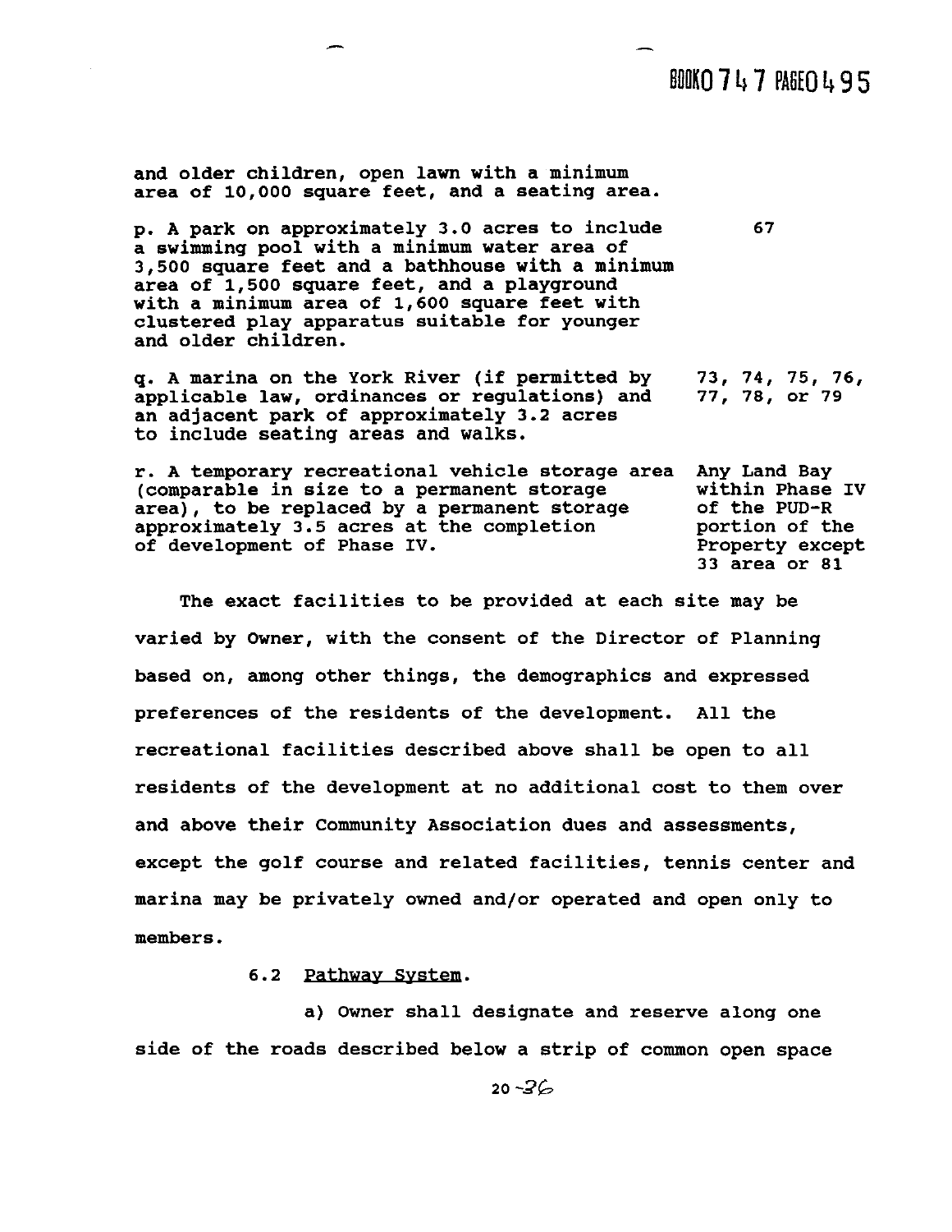| | |
|---|---|
| and older children, open lawn with a minimum area of 10,000 square feet, and a seating area. | |
| p. A park on approximately 3.0 acres to include a swimming pool with a minimum water area of 3,500 square feet and a bathhouse with a minimum area of 1,500 square feet, and a playground with a minimum area of 1,600 square feet with clustered play apparatus suitable for younger and older children. | 67 |
| q. A marina on the York River (if permitted by applicable law, ordinances or regulations) and an adjacent park of approximately 3.2 acres to include seating areas and walks. | 73, 74, 75, 76, 77, 78, or 79 |
| r. A temporary recreational vehicle storage area (comparable in size to a permanent storage area), to be replaced by a permanent storage approximately 3.5 acres at the completion of development of Phase IV. | Any Land Bay within Phase IV of the PUD-R portion of the Property except 33 area or 81 |

The exact facilities to be provided at each site may be varied by Owner, with the consent of the Director of Planning based on, among other things, the demographics and expressed preferences of the residents of the development. All the recreational facilities described above shall be open to all residents of the development at no additional cost to them over and above their Community Association dues and assessments, except the golf course and related facilities, tennis center and marina may be privately owned and/or operated and open only to members.

6.2 Pathway System.

a) Owner shall designate and reserve along one side of the roads described below a strip of common open space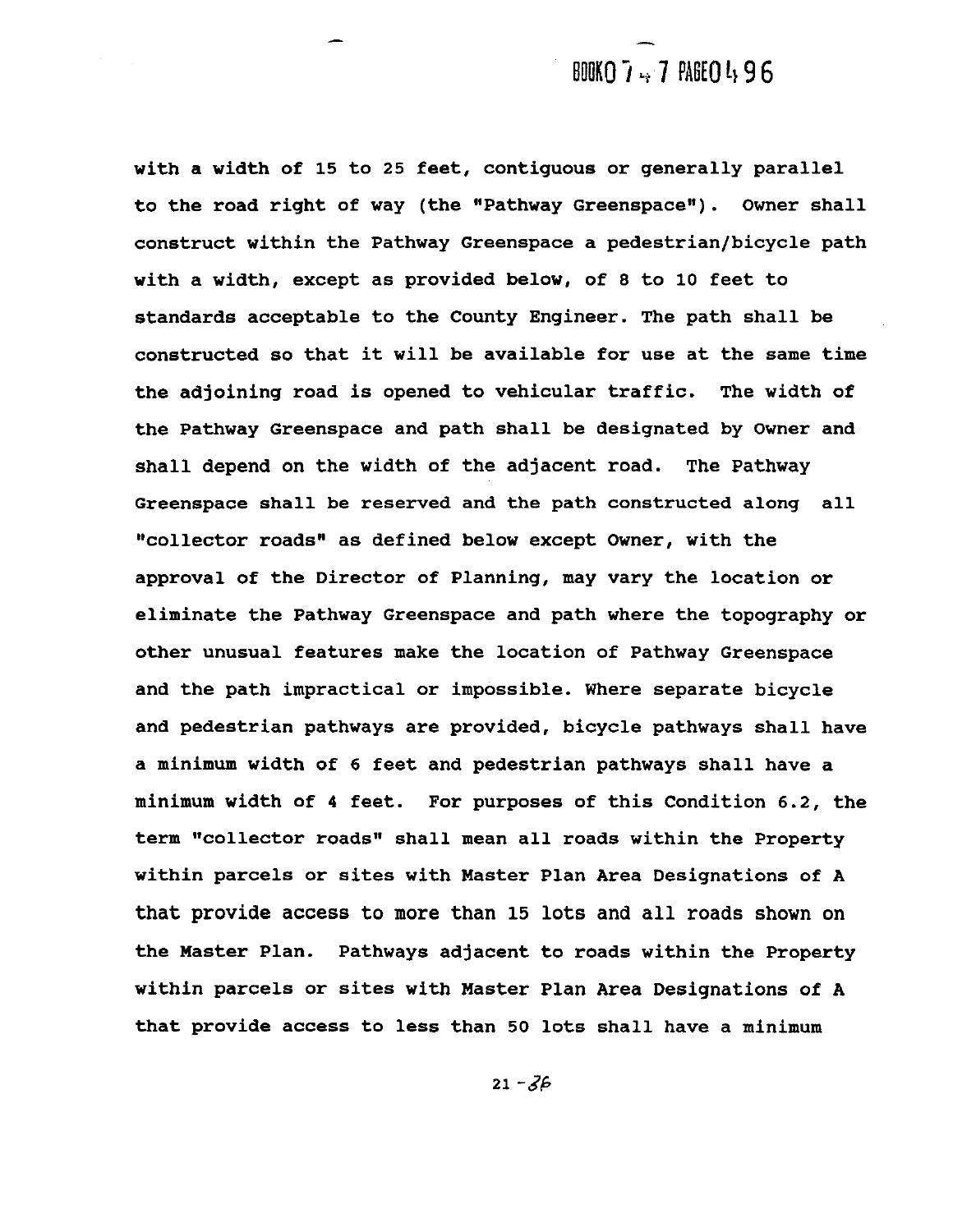with a width of 15 to 25 feet, contiguous or generally parallel to the road right of way (the "Pathway Greenspace"). Owner shall construct within the Pathway Greenspace a pedestrian/bicycle path with a width, except as provided below, of 8 to 10 feet to standards acceptable to the County Engineer. The path shall be constructed so that it will be available for use at the same time the adjoining road is opened to vehicular traffic. The width of the Pathway Greenspace and path shall be designated by Owner and shall depend on the width of the adjacent road. The Pathway Greenspace shall be reserved and the path constructed along all "collector roads" as defined below except Owner, with the approval of the Director of Planning, may vary the location or eliminate the Pathway Greenspace and path where the topography or other unusual features make the location of Pathway Greenspace and the path impractical or impossible. Where separate bicycle and pedestrian pathways are provided, bicycle pathways shall have a minimum width of 6 feet and pedestrian pathways shall have a minimum width of 4 feet. For purposes of this Condition 6.2, the term "collector roads" shall mean all roads within the Property within parcels or sites with Master Plan Area Designations of A that provide access to more than 15 lots and all roads shown on the Master Plan. Pathways adjacent to roads within the Property within parcels or sites with Master Plan Area Designations of A that provide access to less than 50 lots shall have a minimum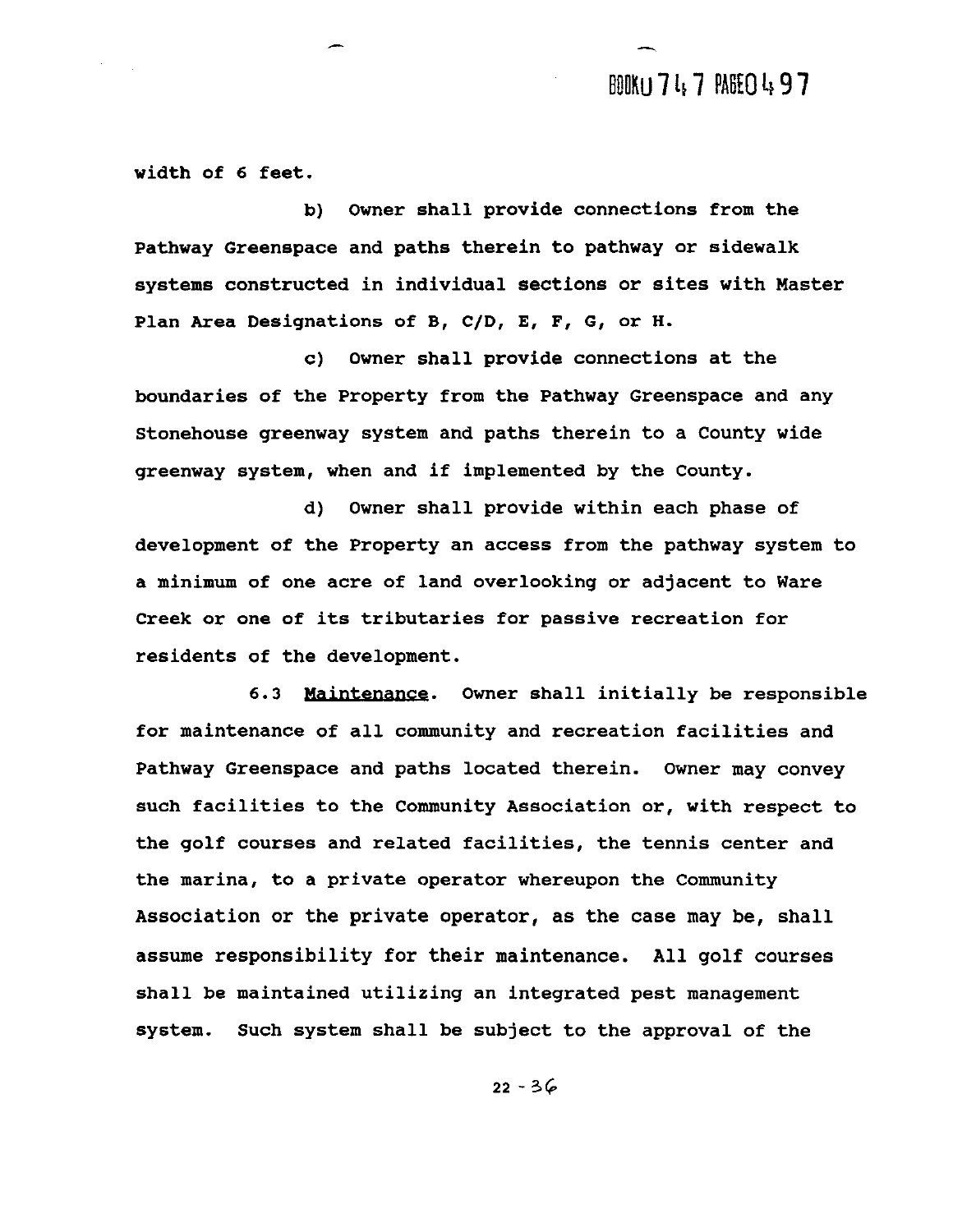width of 6 feet.

b) Owner shall provide connections from the Pathway Greenspace and paths therein to pathway or sidewalk systems constructed in individual sections or sites with Master Plan Area Designations of B, C/D, E, F, G, or H.

c) Owner shall provide connections at the boundaries of the Property from the Pathway Greenspace and any Stonehouse greenway system and paths therein to a County wide greenway system, when and if implemented by the County.

d) Owner shall provide within each phase of development of the Property an access from the pathway system to a minimum of one acre of land overlooking or adjacent to Ware Creek or one of its tributaries for passive recreation for residents of the development.

6.3 Maintenance. Owner shall initially be responsible for maintenance of all community and recreation facilities and Pathway Greenspace and paths located therein. Owner may convey such facilities to the Community Association or, with respect to the golf courses and related facilities, the tennis center and the marina, to a private operator whereupon the Community Association or the private operator, as the case may be, shall assume responsibility for their maintenance. All golf courses shall be maintained utilizing an integrated pest management system. Such system shall be subject to the approval of the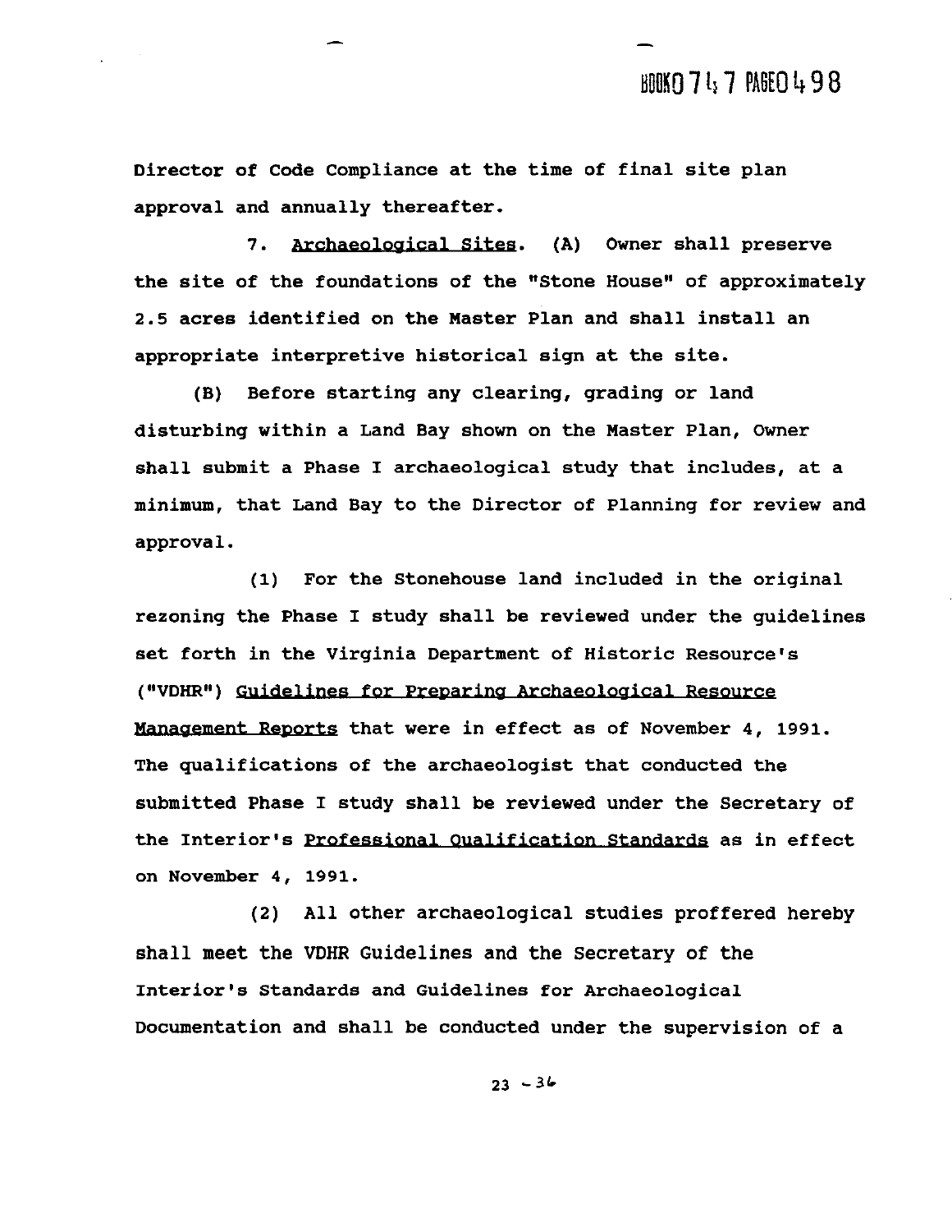Director of Code Compliance at the time of final site plan approval and annually thereafter.

7. Archaeological Sites. (A) Owner shall preserve the site of the foundations of the "Stone House" of approximately 2.5 acres identified on the Master Plan and shall install an appropriate interpretive historical sign at the site.

(B) Before starting any clearing, grading or land disturbing within a Land Bay shown on the Master Plan, Owner shall submit a Phase I archaeological study that includes, at a minimum, that Land Bay to the Director of Planning for review and approval.

(1) For the Stonehouse land included in the original rezoning the Phase I study shall be reviewed under the guidelines set forth in the Virginia Department of Historic Resource's ("VDHR") Guidelines for Preparing Archaeological Resource Management Reports that were in effect as of November 4, 1991. The qualifications of the archaeologist that conducted the submitted Phase I study shall be reviewed under the Secretary of the Interior's Professional Qualification Standards as in effect on November 4, 1991.

(2) All other archaeological studies proffered hereby shall meet the VDHR Guidelines and the Secretary of the Interior's Standards and Guidelines for Archaeological Documentation and shall be conducted under the supervision of a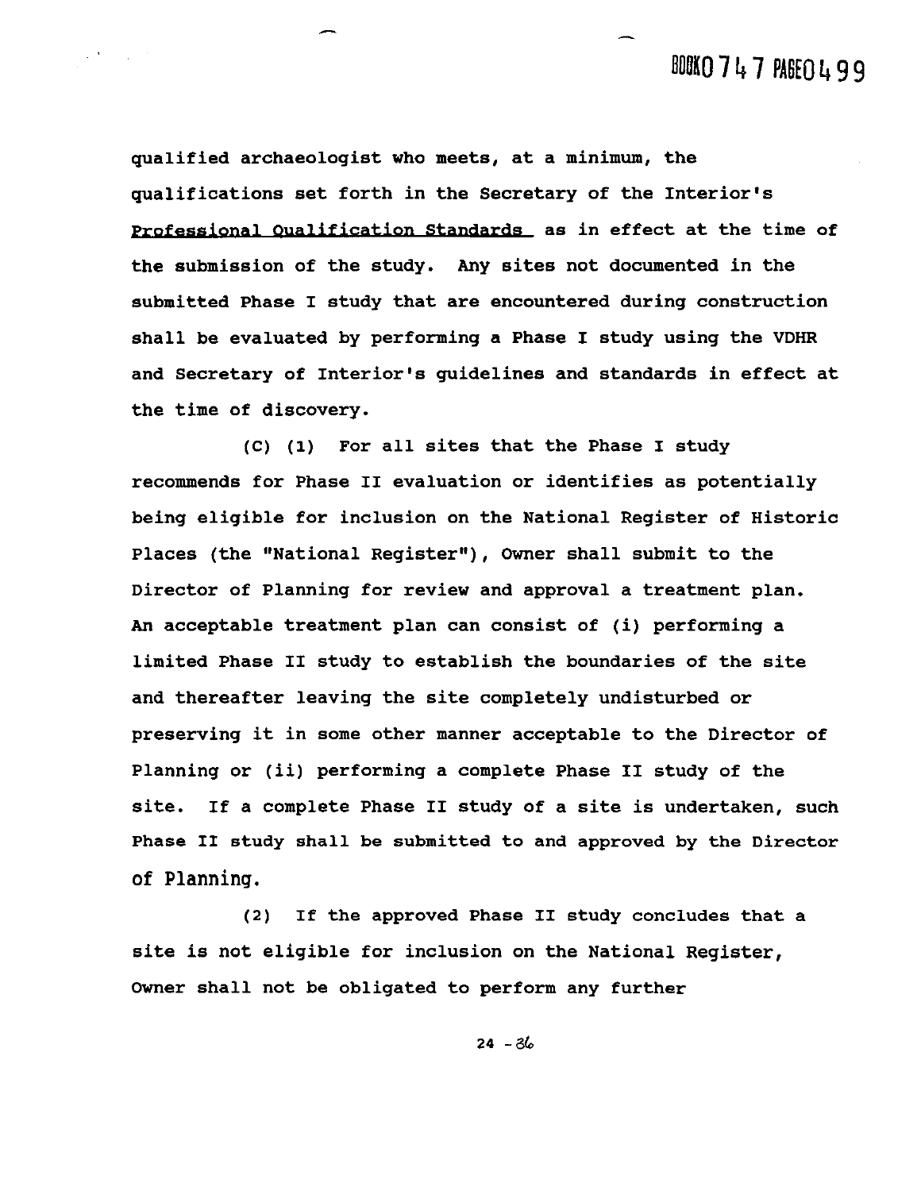qualified archaeologist who meets, at a minimum, the qualifications set forth in the Secretary of the Interior's Professional Qualification Standards as in effect at the time of the submission of the study. Any sites not documented in the submitted Phase I study that are encountered during construction shall be evaluated by performing a Phase I study using the VDHR and Secretary of Interior's guidelines and standards in effect at the time of discovery.

(C) (1) For all sites that the Phase I study recommends for Phase II evaluation or identifies as potentially being eligible for inclusion on the National Register of Historic Places (the "National Register"), Owner shall submit to the Director of Planning for review and approval a treatment plan. An acceptable treatment plan can consist of (i) performing a limited Phase II study to establish the boundaries of the site and thereafter leaving the site completely undisturbed or preserving it in some other manner acceptable to the Director of Planning or (ii) performing a complete Phase II study of the site. If a complete Phase II study of a site is undertaken, such Phase II study shall be submitted to and approved by the Director of Planning.

(2) If the approved Phase II study concludes that a site is not eligible for inclusion on the National Register, Owner shall not be obligated to perform any further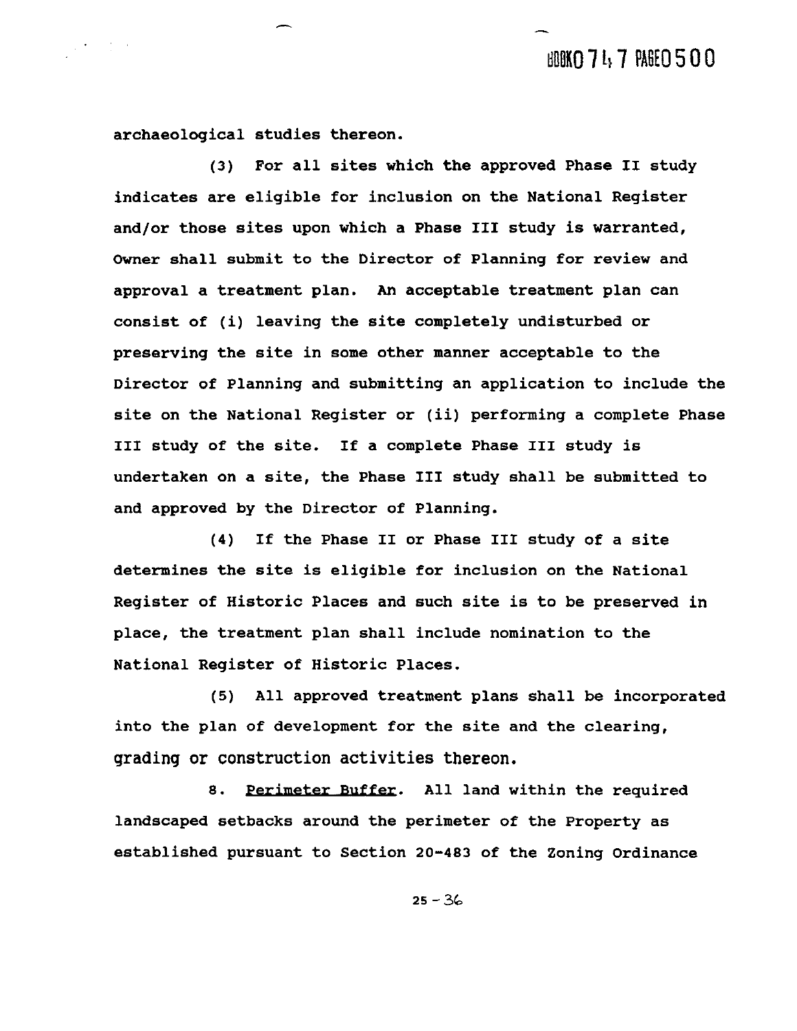archaeological studies thereon.

(3) For all sites which the approved Phase II study indicates are eligible for inclusion on the National Register and/or those sites upon which a Phase III study is warranted, Owner shall submit to the Director of Planning for review and approval a treatment plan. An acceptable treatment plan can consist of (i) leaving the site completely undisturbed or preserving the site in some other manner acceptable to the Director of Planning and submitting an application to include the site on the National Register or (ii) performing a complete Phase III study of the site. If a complete Phase III study is undertaken on a site, the Phase III study shall be submitted to and approved by the Director of Planning.

(4) If the Phase II or Phase III study of a site determines the site is eligible for inclusion on the National Register of Historic Places and such site is to be preserved in place, the treatment plan shall include nomination to the National Register of Historic Places.

(5) All approved treatment plans shall be incorporated into the plan of development for the site and the clearing, grading or construction activities thereon.

8. Perimeter Buffer. All land within the required landscaped setbacks around the perimeter of the Property as established pursuant to Section 20-483 of the Zoning Ordinance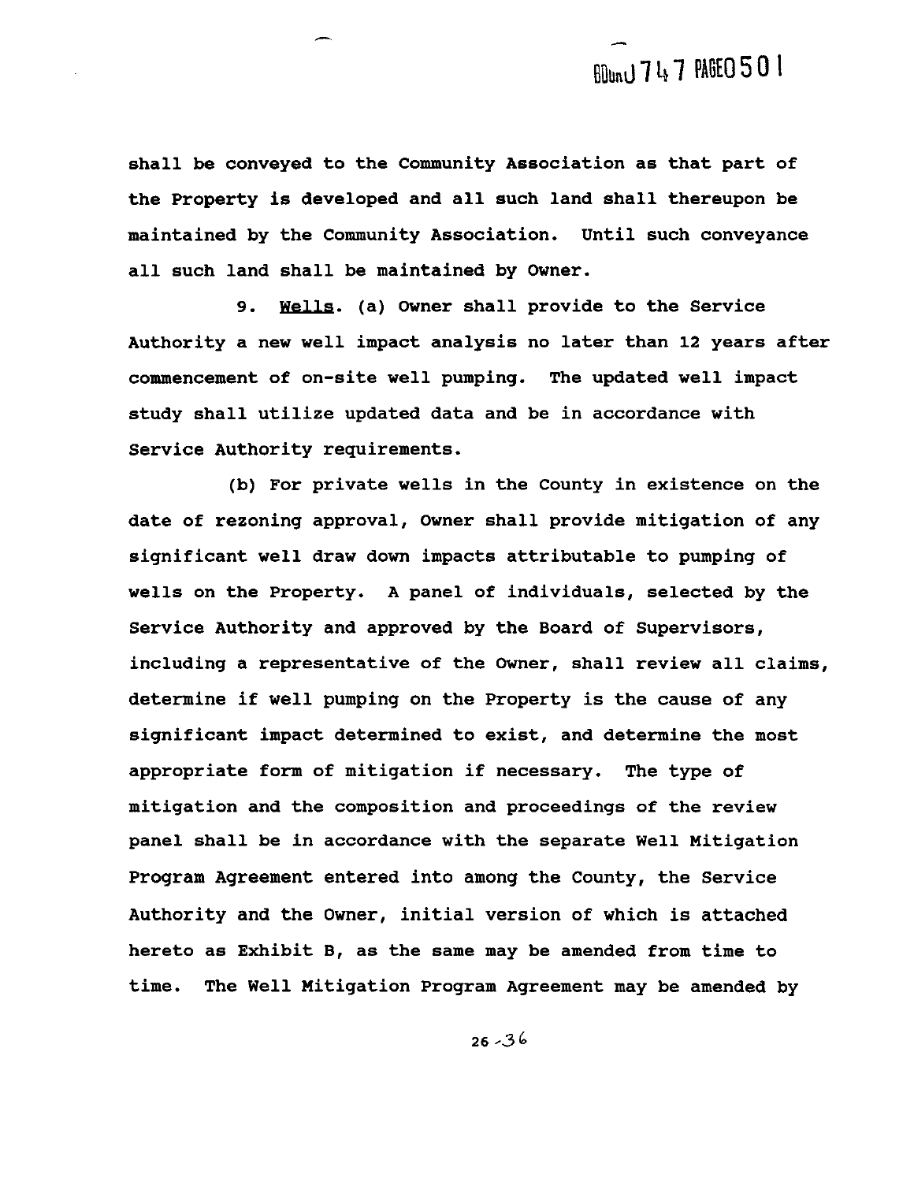shall be conveyed to the Community Association as that part of the Property is developed and all such land shall thereupon be maintained by the Community Association. Until such conveyance all such land shall be maintained by Owner.

9. Wells. (a) Owner shall provide to the Service Authority a new well impact analysis no later than 12 years after commencement of on-site well pumping. The updated well impact study shall utilize updated data and be in accordance with Service Authority requirements.

(b) For private wells in the County in existence on the date of rezoning approval, Owner shall provide mitigation of any significant well draw down impacts attributable to pumping of wells on the Property. A panel of individuals, selected by the Service Authority and approved by the Board of Supervisors, including a representative of the Owner, shall review all claims, determine if well pumping on the Property is the cause of any significant impact determined to exist, and determine the most appropriate form of mitigation if necessary. The type of mitigation and the composition and proceedings of the review panel shall be in accordance with the separate Well Mitigation Program Agreement entered into among the County, the Service Authority and the Owner, initial version of which is attached hereto as Exhibit B, as the same may be amended from time to time. The Well Mitigation Program Agreement may be amended by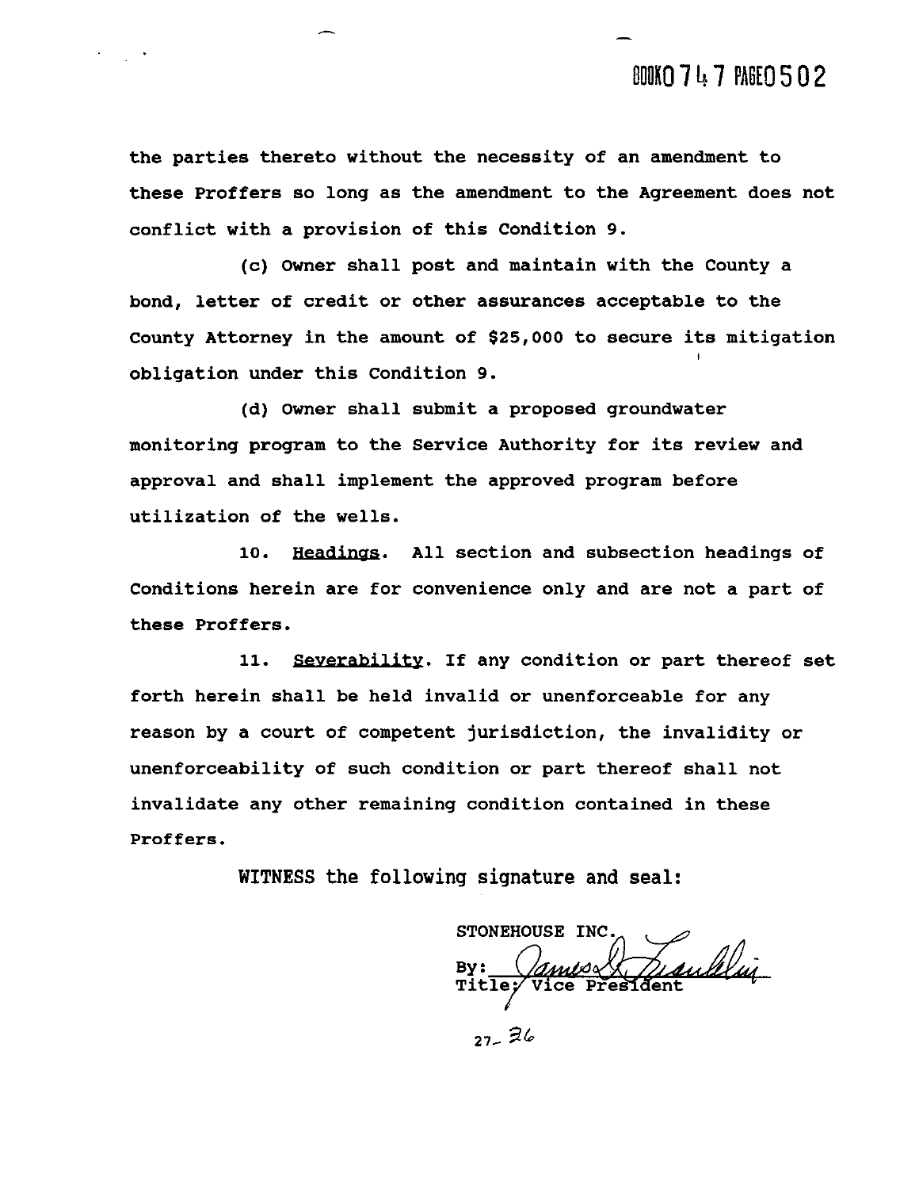the parties thereto without the necessity of an amendment to these Proffers so long as the amendment to the Agreement does not conflict with a provision of this Condition 9.

(c) Owner shall post and maintain with the County a bond, letter of credit or other assurances acceptable to the County Attorney in the amount of $25,000 to secure its mitigation obligation under this Condition 9.

(d) Owner shall submit a proposed groundwater monitoring program to the Service Authority for its review and approval and shall implement the approved program before utilization of the wells.

10. Headings. All section and subsection headings of Conditions herein are for convenience only and are not a part of these Proffers.

11. Severability. If any condition or part thereof set forth herein shall be held invalid or unenforceable for any reason by a court of competent jurisdiction, the invalidity or unenforceability of such condition or part thereof shall not invalidate any other remaining condition contained in these Proffers.

WITNESS the following signature and seal:

STONEHOUSE INC.
By: ______________________
Title: Vice President

27-36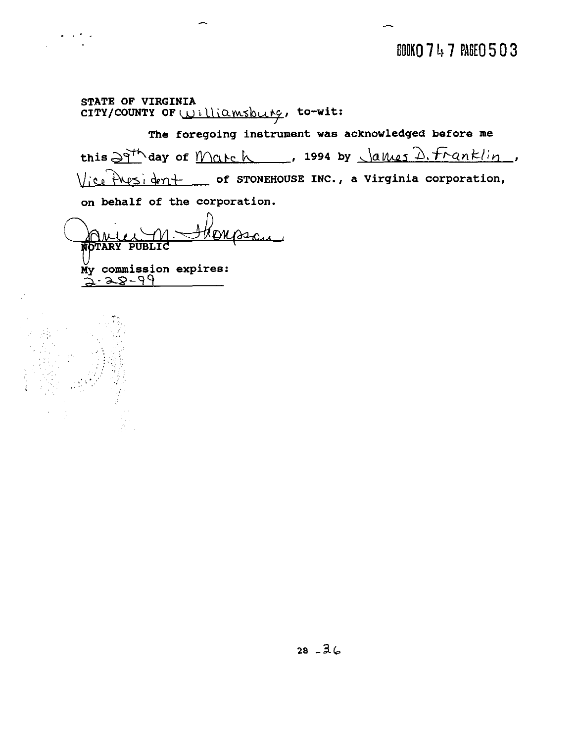BOOK 0747 PAGE 0503

STATE OF VIRGINIA
CITY/COUNTY OF Williamsburg, to-wit:

The foregoing instrument was acknowledged before me this 29th day of March, 1994 by James D. Franklin, Vice President of STONEHOUSE INC., a Virginia corporation, on behalf of the corporation.

Janice M. Thompson
NOTARY PUBLIC

My commission expires:
2-28-99

28 - 36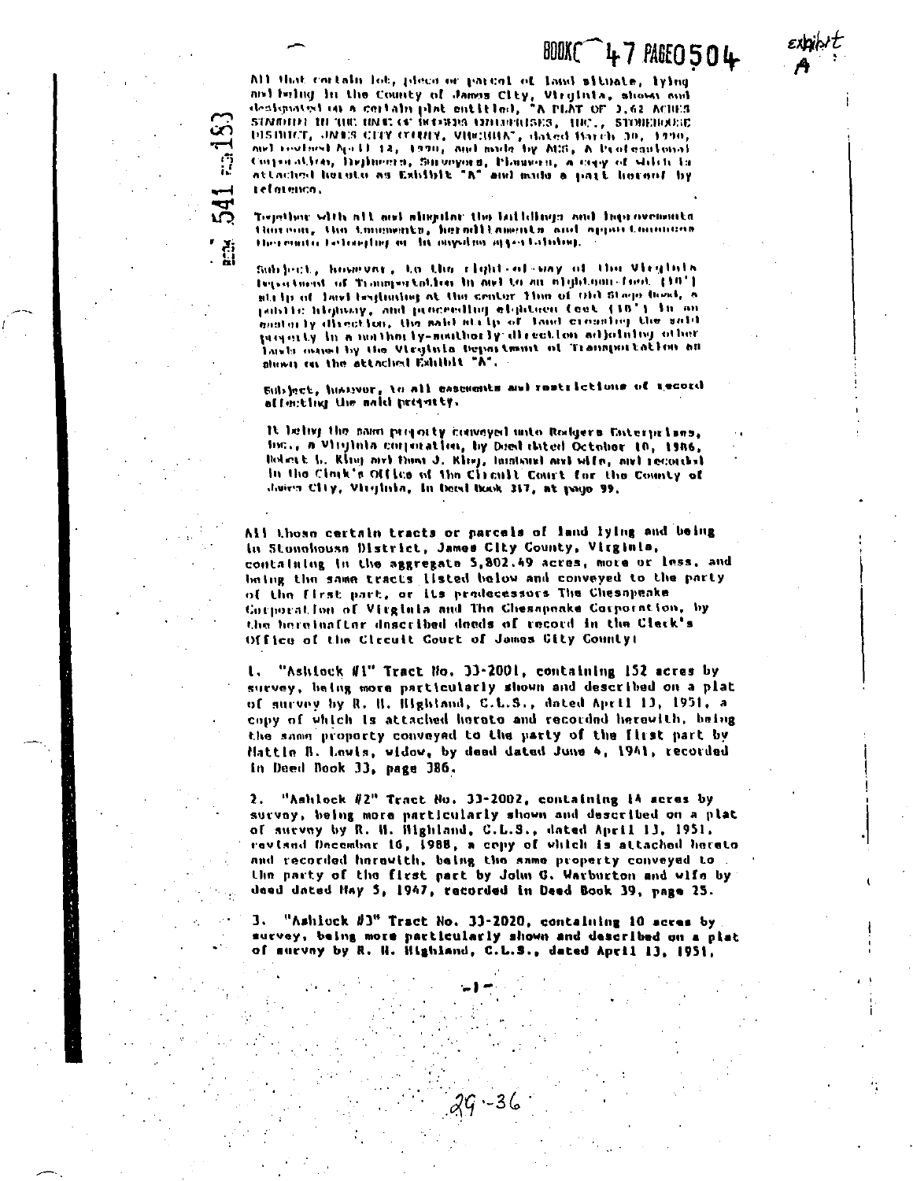BOOK 47 PAGE 0504

exhibit A

BOOK 541 PAGE 183

All that certain lot, piece or parcel of land situate, lying and being in the County of James City, Virginia, shown and designated on a certain plat entitled, "A PLAT OF 3.62 ACRES STANDING IN THE NAME OF RODGERS ENTERPRISES, INC., STONEHOUSE DISTRICT, JAMES CITY COUNTY, VIRGINIA", dated March 30, 1990, and revised April 12, 1990, and made by AES, A Professional Corporation, Engineers, Surveyors, Planners, a copy of which is attached hereto as Exhibit "A" and made a part hereof by reference.

Together with all and singular the buildings and improvements thereon, the tenements, hereditaments and appurtenances thereunto belonging or in anywise appertaining.

Subject, however, to the right-of-way of the Virginia Department of Transportation in and to an eighteen-foot (18') strip of land beginning at the center line of Old Stage Road, a public highway, and proceeding eighteen feet (18') in an easterly direction, the said strip of land crossing the said property in a northerly-southerly direction adjoining other lands owned by the Virginia Department of Transportation as shown on the attached Exhibit "A".

Subject, however, to all easements and restrictions of record affecting the said property.

It being the same property conveyed unto Rodgers Enterprises, Inc., a Virginia corporation, by Deed dated October 10, 1986, Robert L. King and Dona J. King, husband and wife, and recorded in the Clerk's Office of the Circuit Court for the County of James City, Virginia, in Deed Book 317, at page 99.

All those certain tracts or parcels of land lying and being in Stonehouse District, James City County, Virginia, containing in the aggregate 5,802.49 acres, more or less, and being the same tracts listed below and conveyed to the party of the first part, or its predecessors The Chesapeake Corporation of Virginia and The Chesapeake Corporation, by the hereinafter described deeds of record in the Clerk's Office of the Circuit Court of James City County:

1. "Ashlock #1" Tract No. 33-2001, containing 152 acres by survey, being more particularly shown and described on a plat of survey by R. H. Highland, C.L.S., dated April 13, 1951, a copy of which is attached hereto and recorded herewith, being the same property conveyed to the party of the first part by Mattie B. Lewis, widow, by deed dated June 4, 1941, recorded in Deed Book 33, page 386.

2. "Ashlock #2" Tract No. 33-2002, containing 14 acres by survey, being more particularly shown and described on a plat of survey by R. H. Highland, C.L.S., dated April 13, 1951, revised December 16, 1988, a copy of which is attached hereto and recorded herewith, being the same property conveyed to the party of the first part by John G. Warburton and wife by deed dated May 5, 1947, recorded in Deed Book 39, page 25.

3. "Ashlock #3" Tract No. 33-2020, containing 10 acres by survey, being more particularly shown and described on a plat of survey by R. H. Highland, C.L.S., dated April 13, 1951,

-1-

29-36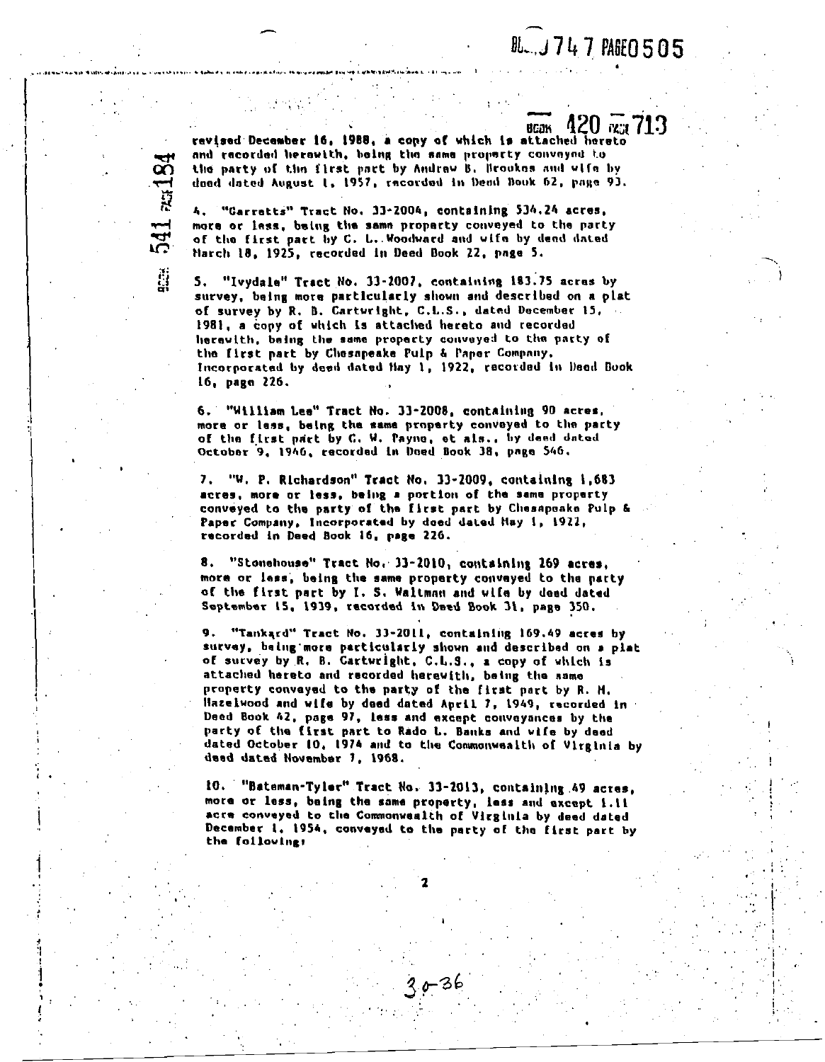revised December 16, 1988, a copy of which is attached hereto and recorded herewith, being the same property conveyed to the party of the first part by Andrew B. Brookes and wife by deed dated August 1, 1957, recorded in Deed Book 62, page 93.

4. "Garretts" Tract No. 33-2004, containing 534.24 acres, more or less, being the same property conveyed to the party of the first part by C. L. Woodward and wife by deed dated March 18, 1925, recorded in Deed Book 22, page 5.

5. "Ivydale" Tract No. 33-2007, containing 183.75 acres by survey, being more particularly shown and described on a plat of survey by R. B. Cartwright, C.L.S., dated December 15, 1981, a copy of which is attached hereto and recorded herewith, being the same property conveyed to the party of the first part by Chesapeake Pulp & Paper Company, Incorporated by deed dated May 1, 1922, recorded in Deed Book 16, page 226.

6. "William Lee" Tract No. 33-2008, containing 90 acres, more or less, being the same property conveyed to the party of the first part by C. W. Payne, et als., by deed dated October 9, 1946, recorded in Deed Book 38, page 546.

7. "W. P. Richardson" Tract No. 33-2009, containing 1,683 acres, more or less, being a portion of the same property conveyed to the party of the first part by Chesapeake Pulp & Paper Company, Incorporated by deed dated May 1, 1922, recorded in Deed Book 16, page 226.

8. "Stonehouse" Tract No. 33-2010, containing 269 acres, more or less, being the same property conveyed to the party of the first part by I. S. Waltman and wife by deed dated September 15, 1939, recorded in Deed Book 31, page 350.

9. "Tankard" Tract No. 33-2011, containing 169.49 acres by survey, being more particularly shown and described on a plat of survey by R. B. Cartwright, C.L.S., a copy of which is attached hereto and recorded herewith, being the same property conveyed to the party of the first part by R. H. Hazelwood and wife by deed dated April 7, 1949, recorded in Deed Book 42, page 97, less and except conveyances by the party of the first part to Rado L. Banks and wife by deed dated October 10, 1974 and to the Commonwealth of Virginia by deed dated November 7, 1968.

10. "Bateman-Tyler" Tract No. 33-2013, containing 49 acres, more or less, being the same property, less and except 1.11 acre conveyed to the Commonwealth of Virginia by deed dated December 1, 1954, conveyed to the party of the first part by the following: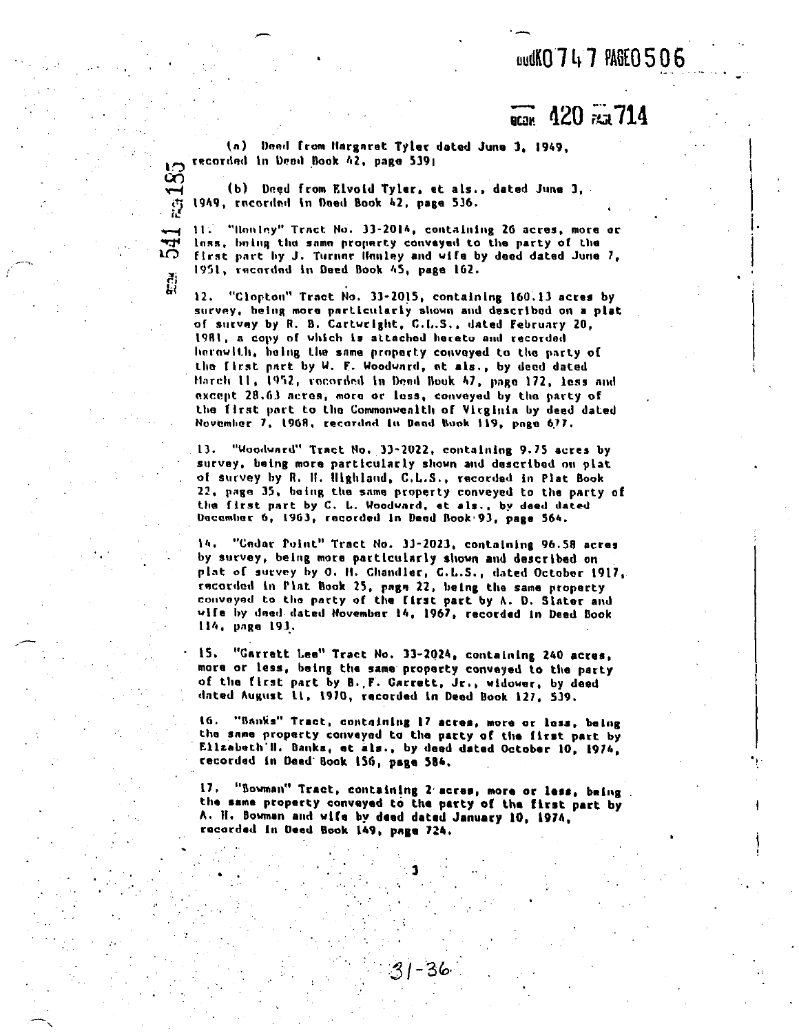(a) Deed from Margaret Tyler dated June 3, 1949, recorded in Deed Book 42, page 539;

(b) Deed from Elvold Tyler, et als., dated June 3, 1949, recorded in Deed Book 42, page 536.

11. "Henley" Tract No. 33-2014, containing 26 acres, more or less, being the same property conveyed to the party of the first part by J. Turner Henley and wife by deed dated June 7, 1951, recorded in Deed Book 45, page 162.

12. "Clopton" Tract No. 33-2015, containing 160.13 acres by survey, being more particularly shown and described on a plat of survey by R. B. Cartwright, C.L.S., dated February 20, 1981, a copy of which is attached hereto and recorded herewith, being the same property conveyed to the party of the first part by W. F. Woodward, et als., by deed dated March 11, 1952, recorded in Deed Book 47, page 172, less and except 28.63 acres, more or less, conveyed by the party of the first part to the Commonwealth of Virginia by deed dated November 7, 1968, recorded in Deed Book 119, page 677.

13. "Woodward" Tract No. 33-2022, containing 9.75 acres by survey, being more particularly shown and described on plat of survey by R. H. Highland, C.L.S., recorded in Plat Book 22, page 35, being the same property conveyed to the party of the first part by C. L. Woodward, et als., by deed dated December 6, 1963, recorded in Deed Book 93, page 564.

14. "Cedar Point" Tract No. 33-2023, containing 96.58 acres by survey, being more particularly shown and described on plat of survey by O. H. Chandler, C.L.S., dated October 1917, recorded in Plat Book 25, page 22, being the same property conveyed to the party of the first part by A. D. Slater and wife by deed dated November 14, 1967, recorded in Deed Book 114, page 193.

15. "Garrett Lee" Tract No. 33-2024, containing 240 acres, more or less, being the same property conveyed to the party of the first part by B. F. Garrett, Jr., widower, by deed dated August 11, 1970, recorded in Deed Book 127, 539.

16. "Banks" Tract, containing 17 acres, more or less, being the same property conveyed to the party of the first part by Elizabeth H. Banks, et als., by deed dated October 10, 1974, recorded in Deed Book 156, page 584.

17. "Bowman" Tract, containing 2 acres, more or less, being the same property conveyed to the party of the first part by A. H. Bowman and wife by deed dated January 10, 1974, recorded in Deed Book 149, page 724.

31-36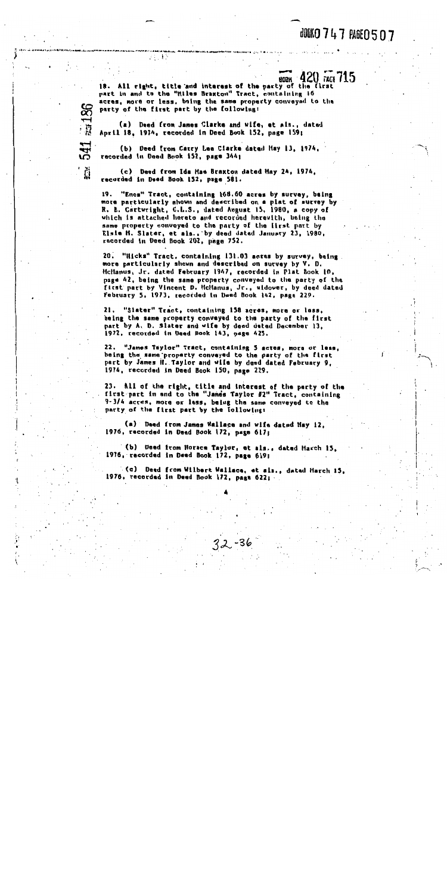18. All right, title and interest of the party of the first part in and to the "Miles Braxton" Tract, containing 16 acres, more or less, being the same property conveyed to the party of the first part by the following:

(a) Deed from James Clarke and wife, et als., dated April 18, 1974, recorded in Deed Book 152, page 159;

(b) Deed from Carry Lee Clarke dated May 13, 1974, recorded in Deed Book 152, page 344;

(c) Deed from Ida Mae Braxton dated May 24, 1974, recorded in Deed Book 152, page 581.

19. "Enos" Tract, containing 168.60 acres by survey, being more particularly shown and described on a plat of survey by R. B. Cartwright, C.L.S., dated August 15, 1980, a copy of which is attached hereto and recorded herewith, being the same property conveyed to the party of the first part by Elsie H. Slater, et als., by deed dated January 23, 1980, recorded in Deed Book 202, page 752.

20. "Hicks" Tract, containing 131.03 acres by survey, being more particularly shown and described on survey by V. D. McManus, Jr. dated February 1967, recorded in Plat Book 10, page 42, being the same property conveyed to the party of the first part by Vincent D. McManus, Jr., widower, by deed dated February 5, 1973, recorded in Deed Book 142, page 229.

21. "Slater" Tract, containing 158 acres, more or less, being the same property conveyed to the party of the first part by A. D. Slater and wife by deed dated December 13, 1972, recorded in Deed Book 143, page 425.

22. "James Taylor" Tract, containing 5 acres, more or less, being the same property conveyed to the party of the first part by James H. Taylor and wife by deed dated February 9, 1974, recorded in Deed Book 150, page 229.

23. All of the right, title and interest of the party of the first part in and to the "James Taylor #2" Tract, containing 9-3/4 acres, more or less, being the same conveyed to the party of the first part by the following:

(a) Deed from James Wallace and wife dated May 12, 1976, recorded in Deed Book 172, page 617;

(b) Deed from Horace Taylor, et als., dated March 15, 1976, recorded in Deed Book 172, page 619;

(c) Deed from Wilbert Wallace, et als., dated March 15, 1976, recorded in Deed Book 172, page 622;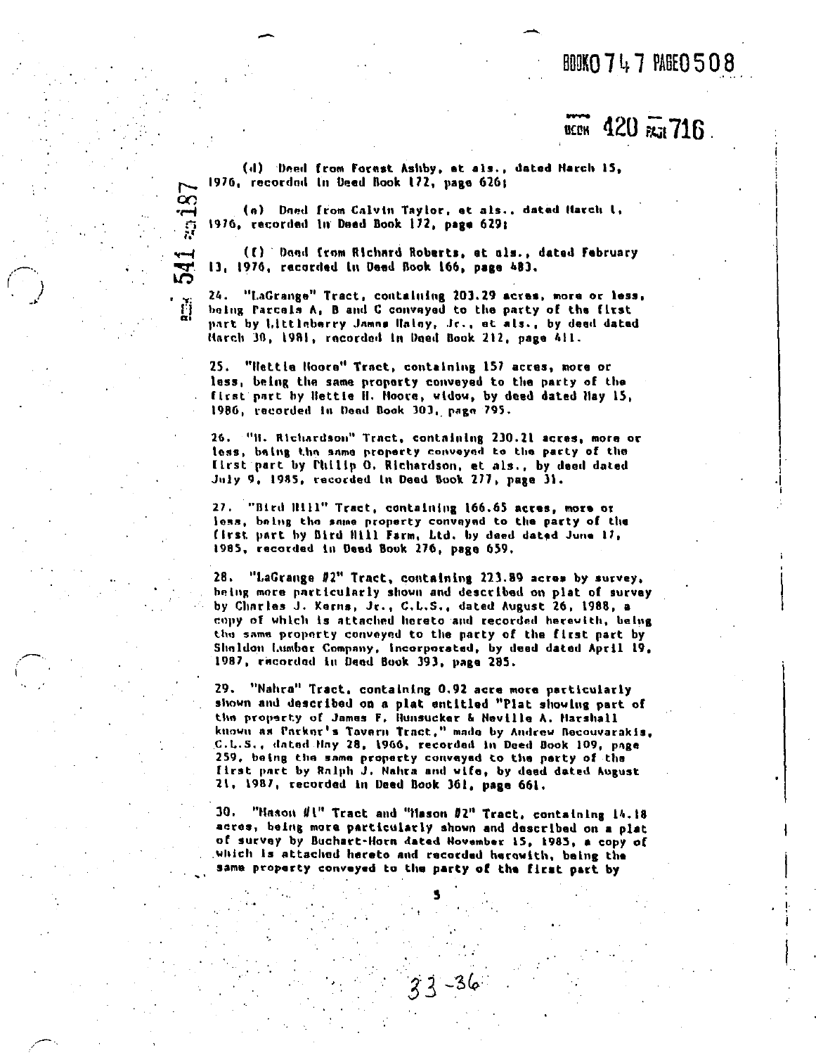(d) Deed from Forest Ashby, et als., dated March 15, 1976, recorded in Deed Book 172, page 626;

(e) Deed from Calvin Taylor, et als., dated March 1, 1976, recorded in Deed Book 172, page 629;

(f) Deed from Richard Roberts, et als., dated February 13, 1976, recorded in Deed Book 166, page 483.

24. "LaGrange" Tract, containing 203.29 acres, more or less, being Parcels A, B and C conveyed to the party of the first part by Littleberry James Haley, Jr., et als., by deed dated March 30, 1981, recorded in Deed Book 212, page 411.

25. "Hettie Moore" Tract, containing 157 acres, more or less, being the same property conveyed to the party of the first part by Hettie H. Moore, widow, by deed dated May 15, 1986, recorded in Deed Book 303, page 795.

26. "H. Richardson" Tract, containing 230.21 acres, more or less, being the same property conveyed to the party of the first part by Philip O. Richardson, et als., by deed dated July 9, 1985, recorded in Deed Book 277, page 31.

27. "Bird Hill" Tract, containing 166.65 acres, more or less, being the same property conveyed to the party of the first part by Bird Hill Farm, Ltd. by deed dated June 17, 1985, recorded in Deed Book 276, page 659.

28. "LaGrange #2" Tract, containing 223.89 acres by survey, being more particularly shown and described on plat of survey by Charles J. Kerns, Jr., C.L.S., dated August 26, 1988, a copy of which is attached hereto and recorded herewith, being the same property conveyed to the party of the first part by Sheldon Lumber Company, Incorporated, by deed dated April 19, 1987, recorded in Deed Book 393, page 285.

29. "Nahra" Tract, containing 0.92 acre more particularly shown and described on a plat entitled "Plat showing part of the property of James F. Hunsucker & Neville A. Marshall known as Parker's Tavern Tract," made by Andrew Becouvarakis, C.L.S., dated May 28, 1966, recorded in Deed Book 109, page 259, being the same property conveyed to the party of the first part by Ralph J. Nahra and wife, by deed dated August 21, 1987, recorded in Deed Book 361, page 661.

30. "Mason #1" Tract and "Mason #2" Tract, containing 14.18 acres, being more particularly shown and described on a plat of survey by Buchart-Horn dated November 15, 1985, a copy of which is attached hereto and recorded herewith, being the same property conveyed to the party of the first part by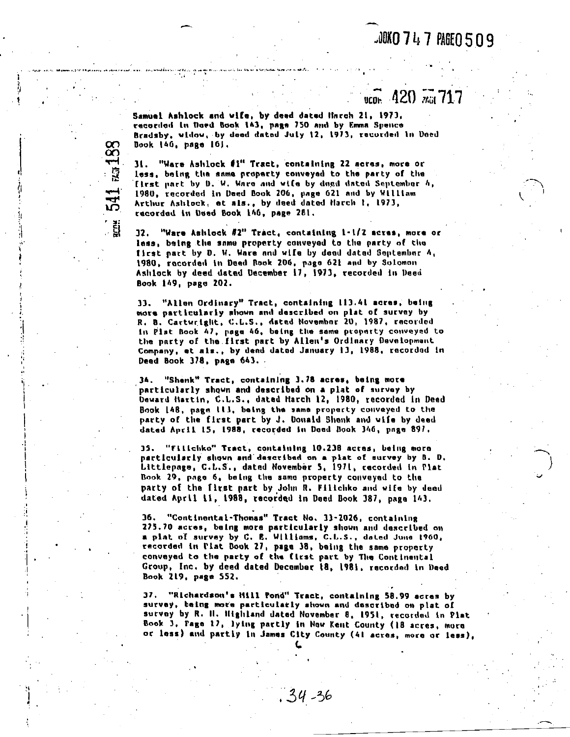Samuel Ashlock and wife, by deed dated March 21, 1973, recorded in Deed Book 143, page 750 and by Emma Spence Bradsby, widow, by deed dated July 12, 1973, recorded in Deed Book 146, page 161.

31. "Ware Ashlock #1" Tract, containing 22 acres, more or less, being the same property conveyed to the party of the first part by D. W. Ware and wife by deed dated September 4, 1980, recorded in Deed Book 206, page 621 and by William Arthur Ashlock, et als., by deed dated March 1, 1973, recorded in Deed Book 146, page 281.

32. "Ware Ashlock #2" Tract, containing 1-1/2 acres, more or less, being the same property conveyed to the party of the first part by D. W. Ware and wife by deed dated September 4, 1980, recorded in Deed Book 206, page 621 and by Solomon Ashlock by deed dated December 17, 1973, recorded in Deed Book 149, page 202.

33. "Allen Ordinary" Tract, containing 113.41 acres, being more particularly shown and described on plat of survey by R. B. Cartwright, C.L.S., dated November 20, 1987, recorded in Plat Book 47, page 46, being the same property conveyed to the party of the first part by Allen's Ordinary Development Company, et als., by deed dated January 13, 1988, recorded in Deed Book 378, page 643.

34. "Shenk" Tract, containing 3.78 acres, being more particularly shown and described on a plat of survey by Deward Martin, C.L.S., dated March 12, 1980, recorded in Deed Book 148, page 113, being the same property conveyed to the party of the first part by J. Donald Shenk and wife by deed dated April 15, 1988, recorded in Deed Book 346, page 897.

35. "Filichko" Tract, containing 10.238 acres, being more particularly shown and described on a plat of survey by B. D. Littlepage, C.L.S., dated November 5, 1971, recorded in Plat Book 29, page 6, being the same property conveyed to the party of the first part by John R. Filichko and wife by deed dated April 11, 1988, recorded in Deed Book 387, page 143.

36. "Continental-Thomas" Tract No. 33-2026, containing 275.70 acres, being more particularly shown and described on a plat of survey by C. E. Williams, C.L.S., dated June 1960, recorded in Plat Book 27, page 38, being the same property conveyed to the party of the first part by The Continental Group, Inc. by deed dated December 18, 1981, recorded in Deed Book 219, page 552.

37. "Richardson's Mill Pond" Tract, containing 58.99 acres by survey, being more particularly shown and described on plat of survey by R. H. Highland dated November 8, 1951, recorded in Plat Book 3, Page 17, lying partly in New Kent County (18 acres, more or less) and partly in James City County (41 acres, more or less),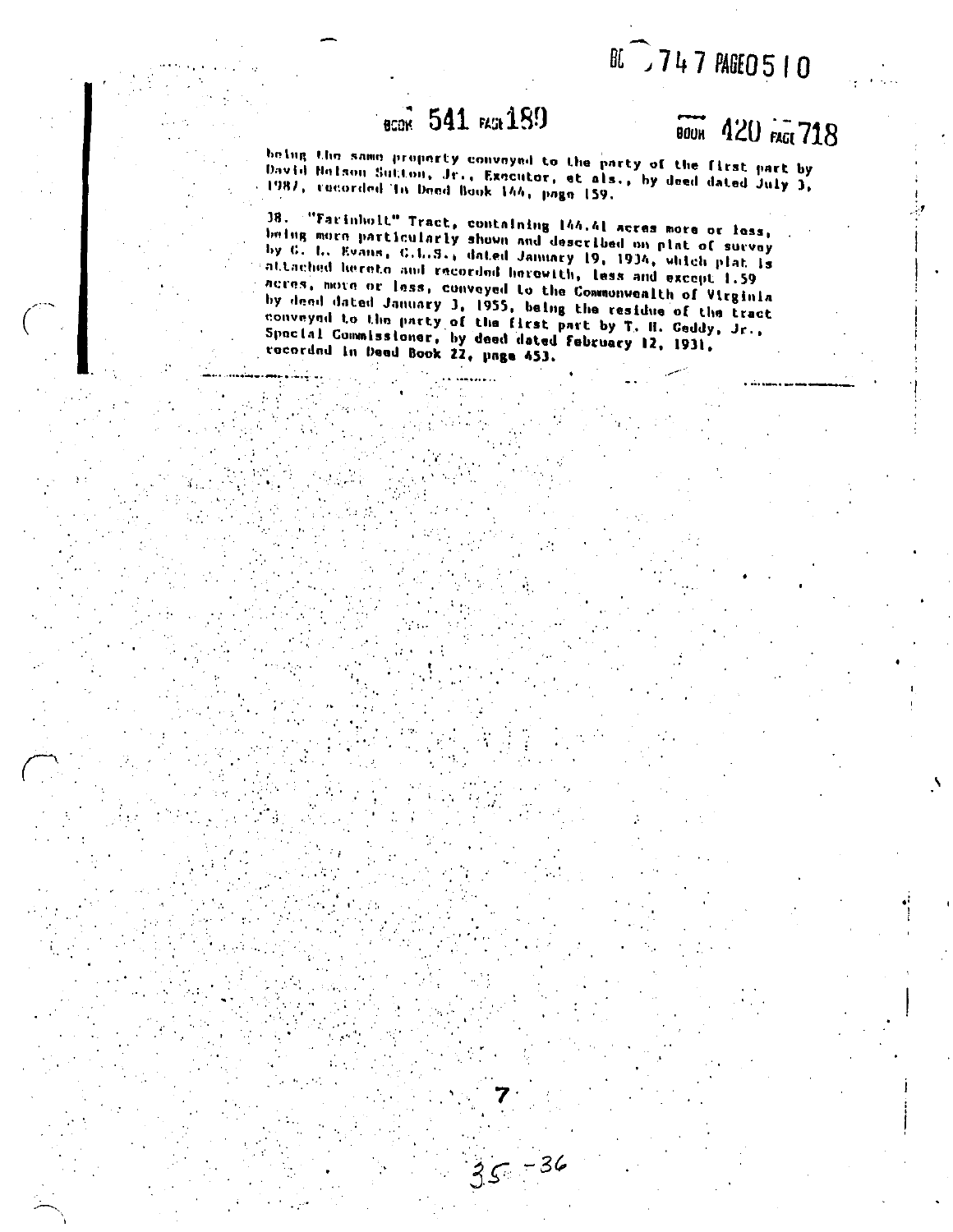being the same property conveyed to the party of the first part by David Nelson Sutton, Jr., Executor, et als., by deed dated July 3, 1987, recorded in Deed Book 144, page 159.

38. "Farinholt" Tract, containing 144.41 acres more or less, being more particularly shown and described on plat of survey by G. L. Evans, C.L.S., dated January 19, 1934, which plat is attached hereto and recorded herewith, less and except 1.59 acres, more or less, conveyed to the Commonwealth of Virginia by deed dated January 3, 1955, being the residue of the tract conveyed to the party of the first part by T. H. Geddy, Jr., Special Commissioner, by deed dated February 12, 1931, recorded in Deed Book 22, page 453.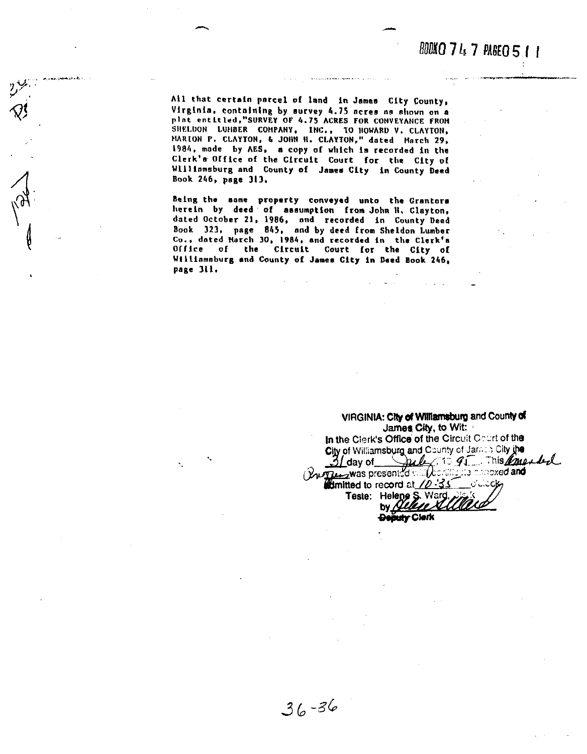BOOK0747 PAGE0511

All that certain parcel of land in James City County, Virginia, containing by survey 4.75 acres as shown on a plat entitled,"SURVEY OF 4.75 ACRES FOR CONVEYANCE FROM SHELDON LUMBER COMPANY, INC., TO HOWARD V. CLAYTON, MARION P. CLAYTON, & JOHN H. CLAYTON," dated March 29, 1984, made by AES, a copy of which is recorded in the Clerk's Office of the Circuit Court for the City of Williamsburg and County of James City in County Deed Book 246, page 313.

Being the same property conveyed unto the Grantors herein by deed of assumption from John H. Clayton, dated October 21, 1986, and recorded in County Deed Book 323, page 845, and by deed from Sheldon Lumber Co., dated March 30, 1984, and recorded in the Clerk's Office of the Circuit Court for the City of Williamsburg and County of James City in Deed Book 246, page 311.

VIRGINIA: City of Williamsburg and County of James City, to Wit:
In the Clerk's Office of the Circuit Court of the City of Williamsburg and County of James City the 31 day of July, 19 95. This Amended Instrument was presented with certificate annexed and admitted to record at 10:35 o'clock
Teste: Helene S. Ward, Clerk
by Helene S. Ward
~~Deputy~~ Clerk

36-36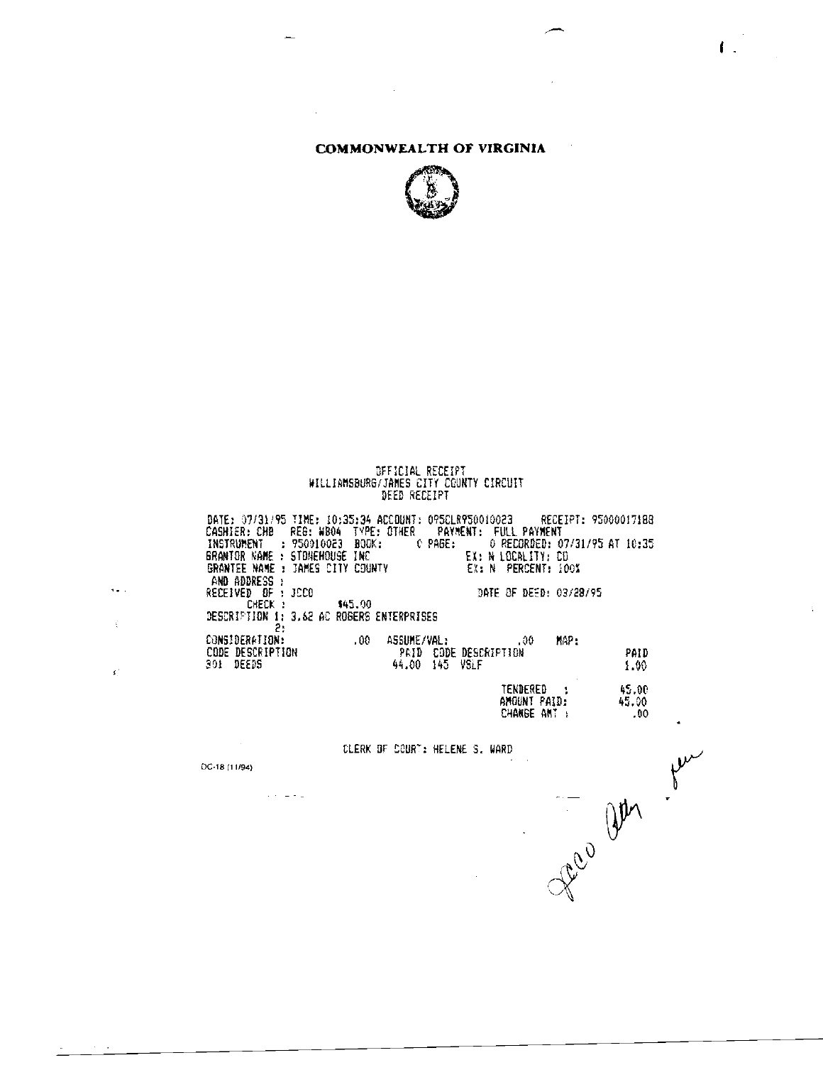# COMMONWEALTH OF VIRGINIA

OFFICIAL RECEIPT
WILLIAMSBURG/JAMES CITY COUNTY CIRCUIT
DEED RECEIPT

```
DATE: 07/31/95 TIME: 10:35:34 ACCOUNT: 095CLR950010023     RECEIPT: 95000017188
CASHIER: CHB   REG: WB04  TYPE: OTHER    PAYMENT:  FULL PAYMENT
INSTRUMENT   : 950010023  BOOK:       0 PAGE:      0 RECORDED: 07/31/95 AT 10:35
GRANTOR NAME : STONEHOUSE INC                    EX: N LOCALITY: CO
GRANTEE NAME : JAMES CITY COUNTY                 EX: N  PERCENT: 100%
 AND ADDRESS :
RECEIVED OF  : JCCO                              DATE OF DEED: 03/28/95
       CHECK :        $45.00
DESCRIPTION 1: 3.62 AC ROGERS ENTERPRISES
            2:
CONSIDERATION:             .00   ASSUME/VAL:            .00    MAP:
CODE DESCRIPTION                  PAID  CODE DESCRIPTION                  PAID
301  DEEDS                       44.00  145  VSLF                         1.00

                                          TENDERED     :                 45.00
                                          AMOUNT PAID:                   45.00
                                          CHANGE AMT   :                   .00

                     CLERK OF COURT: HELENE S. WARD
```

DC-18 (11/94)

JCCO Atty pu